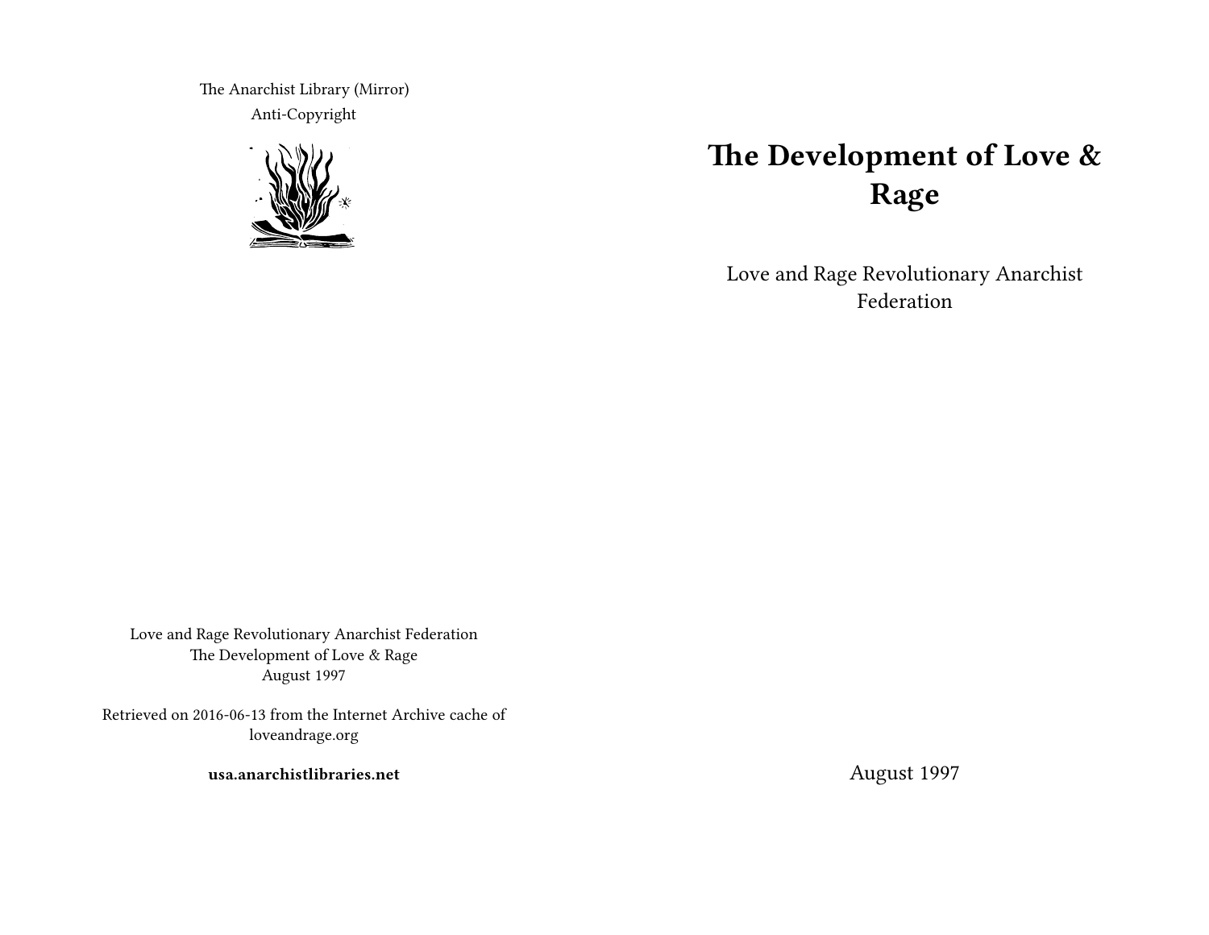The Anarchist Library (Mirror)

Anti-Copyright

Love and Rage Revolutionary Anarchist Federation
The Development of Love & Rage
August 1997

Retrieved on 2016-06-13 from the Internet Archive cache of loveandrage.org

**usa.anarchistlibraries.net**

# The Development of Love & Rage

Love and Rage Revolutionary Anarchist Federation

August 1997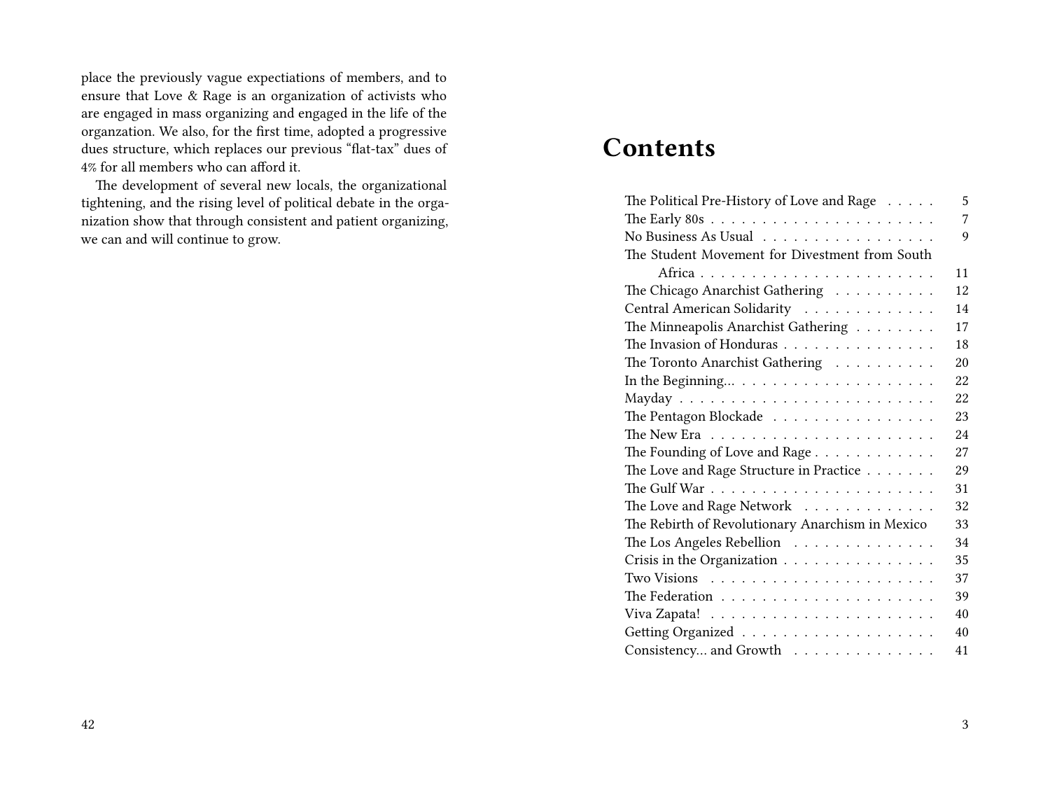place the previously vague expectations of members, and to ensure that Love & Rage is an organization of activists who are engaged in mass organizing and engaged in the life of the organzation. We also, for the first time, adopted a progressive dues structure, which replaces our previous "flat-tax" dues of 4% for all members who can afford it.

The development of several new locals, the organizational tightening, and the rising level of political debate in the organization show that through consistent and patient organizing, we can and will continue to grow.

# Contents

- The Political Pre-History of Love and Rage ..... 5
- The Early 80s ..... 7
- No Business As Usual ..... 9
- The Student Movement for Divestment from South Africa ..... 11
- The Chicago Anarchist Gathering ..... 12
- Central American Solidarity ..... 14
- The Minneapolis Anarchist Gathering ..... 17
- The Invasion of Honduras ..... 18
- The Toronto Anarchist Gathering ..... 20
- In the Beginning... ..... 22
- Mayday ..... 22
- The Pentagon Blockade ..... 23
- The New Era ..... 24
- The Founding of Love and Rage ..... 27
- The Love and Rage Structure in Practice ..... 29
- The Gulf War ..... 31
- The Love and Rage Network ..... 32
- The Rebirth of Revolutionary Anarchism in Mexico ..... 33
- The Los Angeles Rebellion ..... 34
- Crisis in the Organization ..... 35
- Two Visions ..... 37
- The Federation ..... 39
- Viva Zapata! ..... 40
- Getting Organized ..... 40
- Consistency... and Growth ..... 41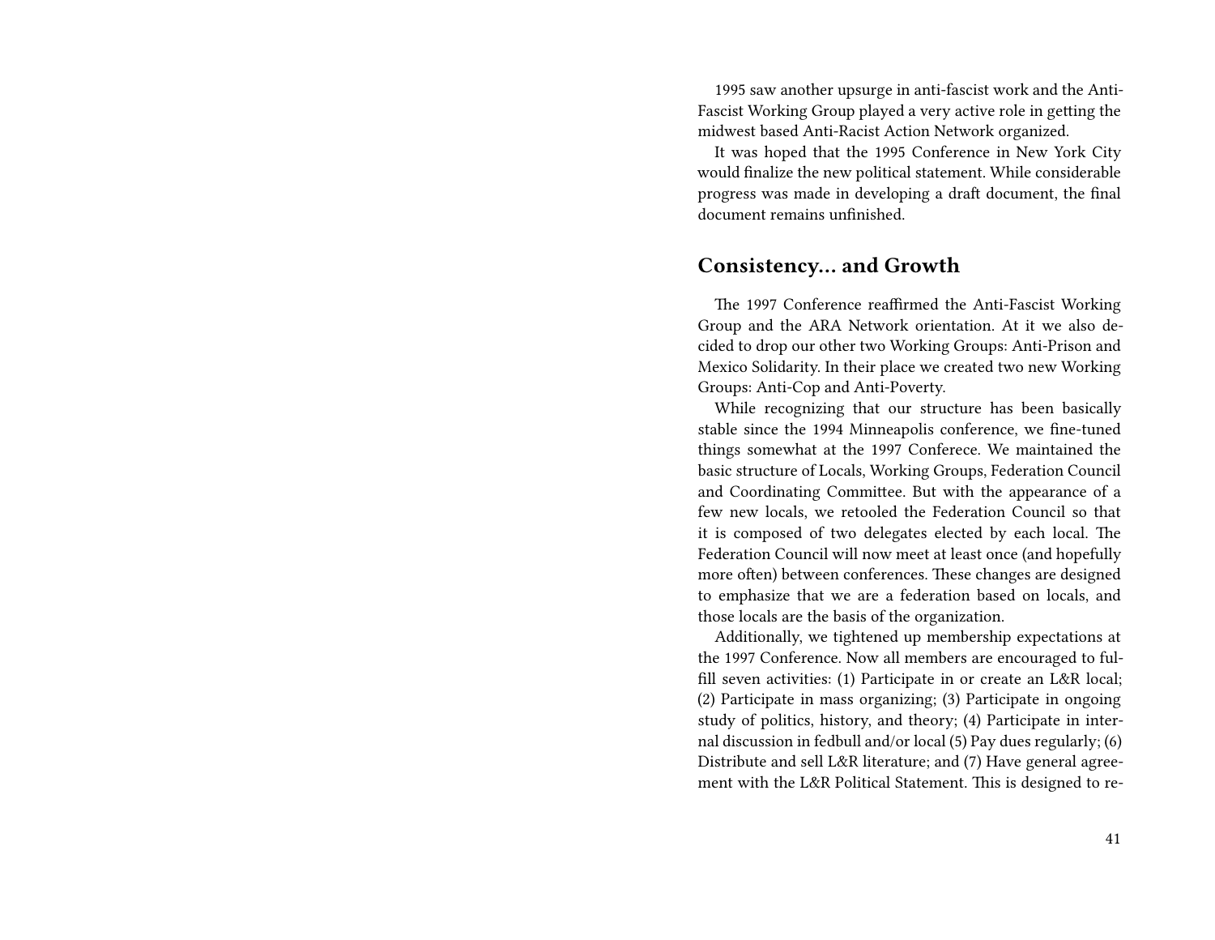1995 saw another upsurge in anti-fascist work and the Anti-Fascist Working Group played a very active role in getting the midwest based Anti-Racist Action Network organized.

It was hoped that the 1995 Conference in New York City would finalize the new political statement. While considerable progress was made in developing a draft document, the final document remains unfinished.

## Consistency… and Growth

The 1997 Conference reaffirmed the Anti-Fascist Working Group and the ARA Network orientation. At it we also decided to drop our other two Working Groups: Anti-Prison and Mexico Solidarity. In their place we created two new Working Groups: Anti-Cop and Anti-Poverty.

While recognizing that our structure has been basically stable since the 1994 Minneapolis conference, we fine-tuned things somewhat at the 1997 Conferece. We maintained the basic structure of Locals, Working Groups, Federation Council and Coordinating Committee. But with the appearance of a few new locals, we retooled the Federation Council so that it is composed of two delegates elected by each local. The Federation Council will now meet at least once (and hopefully more often) between conferences. These changes are designed to emphasize that we are a federation based on locals, and those locals are the basis of the organization.

Additionally, we tightened up membership expectations at the 1997 Conference. Now all members are encouraged to fulfill seven activities: (1) Participate in or create an L&R local; (2) Participate in mass organizing; (3) Participate in ongoing study of politics, history, and theory; (4) Participate in internal discussion in fedbull and/or local (5) Pay dues regularly; (6) Distribute and sell L&R literature; and (7) Have general agreement with the L&R Political Statement. This is designed to re-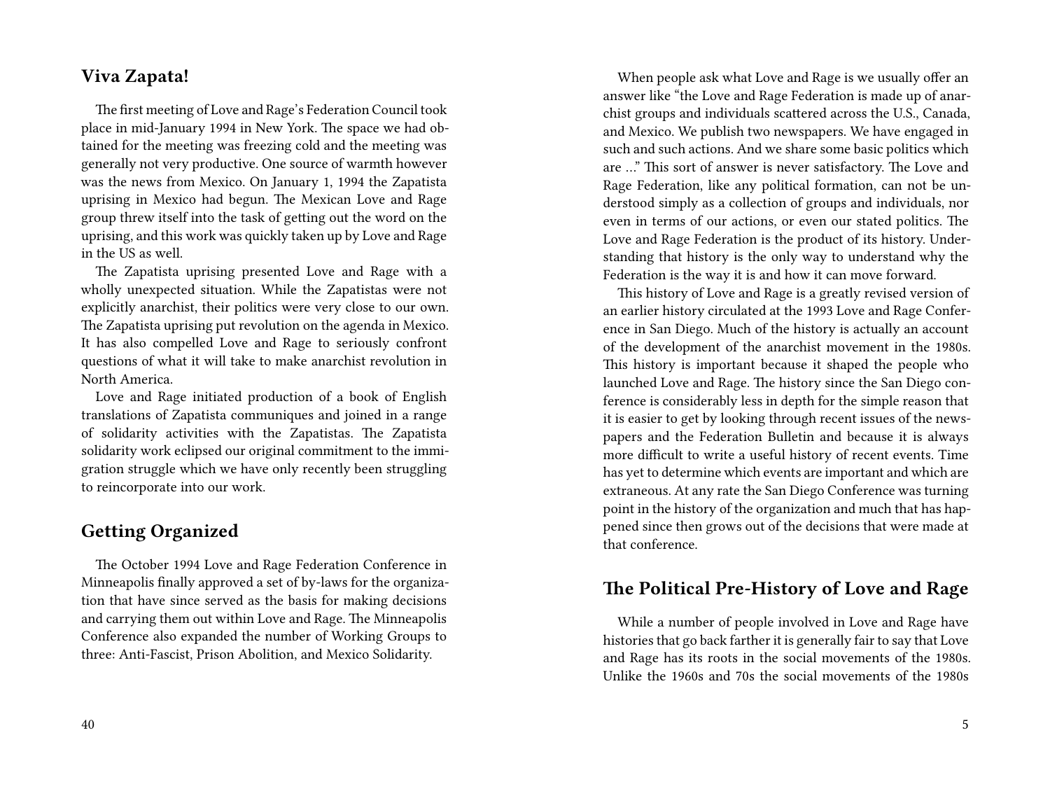## Viva Zapata!

The first meeting of Love and Rage's Federation Council took place in mid-January 1994 in New York. The space we had obtained for the meeting was freezing cold and the meeting was generally not very productive. One source of warmth however was the news from Mexico. On January 1, 1994 the Zapatista uprising in Mexico had begun. The Mexican Love and Rage group threw itself into the task of getting out the word on the uprising, and this work was quickly taken up by Love and Rage in the US as well.

The Zapatista uprising presented Love and Rage with a wholly unexpected situation. While the Zapatistas were not explicitly anarchist, their politics were very close to our own. The Zapatista uprising put revolution on the agenda in Mexico. It has also compelled Love and Rage to seriously confront questions of what it will take to make anarchist revolution in North America.

Love and Rage initiated production of a book of English translations of Zapatista communiques and joined in a range of solidarity activities with the Zapatistas. The Zapatista solidarity work eclipsed our original commitment to the immigration struggle which we have only recently been struggling to reincorporate into our work.

## Getting Organized

The October 1994 Love and Rage Federation Conference in Minneapolis finally approved a set of by-laws for the organization that have since served as the basis for making decisions and carrying them out within Love and Rage. The Minneapolis Conference also expanded the number of Working Groups to three: Anti-Fascist, Prison Abolition, and Mexico Solidarity.

When people ask what Love and Rage is we usually offer an answer like "the Love and Rage Federation is made up of anarchist groups and individuals scattered across the U.S., Canada, and Mexico. We publish two newspapers. We have engaged in such and such actions. And we share some basic politics which are ..." This sort of answer is never satisfactory. The Love and Rage Federation, like any political formation, can not be understood simply as a collection of groups and individuals, nor even in terms of our actions, or even our stated politics. The Love and Rage Federation is the product of its history. Understanding that history is the only way to understand why the Federation is the way it is and how it can move forward.

This history of Love and Rage is a greatly revised version of an earlier history circulated at the 1993 Love and Rage Conference in San Diego. Much of the history is actually an account of the development of the anarchist movement in the 1980s. This history is important because it shaped the people who launched Love and Rage. The history since the San Diego conference is considerably less in depth for the simple reason that it is easier to get by looking through recent issues of the newspapers and the Federation Bulletin and because it is always more difficult to write a useful history of recent events. Time has yet to determine which events are important and which are extraneous. At any rate the San Diego Conference was turning point in the history of the organization and much that has happened since then grows out of the decisions that were made at that conference.

## The Political Pre-History of Love and Rage

While a number of people involved in Love and Rage have histories that go back farther it is generally fair to say that Love and Rage has its roots in the social movements of the 1980s. Unlike the 1960s and 70s the social movements of the 1980s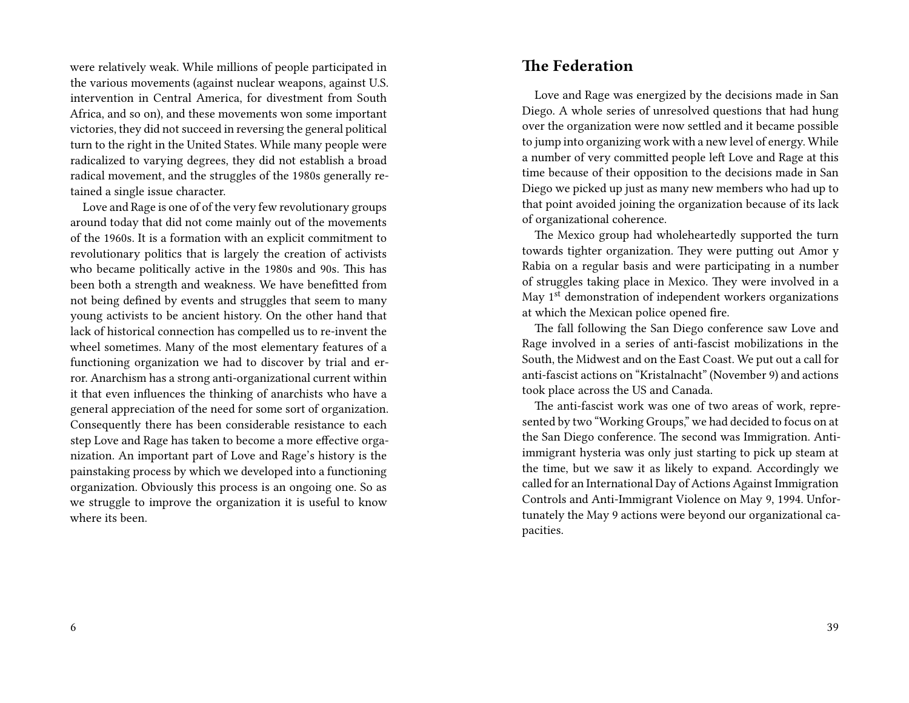were relatively weak. While millions of people participated in the various movements (against nuclear weapons, against U.S. intervention in Central America, for divestment from South Africa, and so on), and these movements won some important victories, they did not succeed in reversing the general political turn to the right in the United States. While many people were radicalized to varying degrees, they did not establish a broad radical movement, and the struggles of the 1980s generally retained a single issue character.

Love and Rage is one of of the very few revolutionary groups around today that did not come mainly out of the movements of the 1960s. It is a formation with an explicit commitment to revolutionary politics that is largely the creation of activists who became politically active in the 1980s and 90s. This has been both a strength and weakness. We have benefitted from not being defined by events and struggles that seem to many young activists to be ancient history. On the other hand that lack of historical connection has compelled us to re-invent the wheel sometimes. Many of the most elementary features of a functioning organization we had to discover by trial and error. Anarchism has a strong anti-organizational current within it that even influences the thinking of anarchists who have a general appreciation of the need for some sort of organization. Consequently there has been considerable resistance to each step Love and Rage has taken to become a more effective organization. An important part of Love and Rage's history is the painstaking process by which we developed into a functioning organization. Obviously this process is an ongoing one. So as we struggle to improve the organization it is useful to know where its been.

## The Federation

Love and Rage was energized by the decisions made in San Diego. A whole series of unresolved questions that had hung over the organization were now settled and it became possible to jump into organizing work with a new level of energy. While a number of very committed people left Love and Rage at this time because of their opposition to the decisions made in San Diego we picked up just as many new members who had up to that point avoided joining the organization because of its lack of organizational coherence.

The Mexico group had wholeheartedly supported the turn towards tighter organization. They were putting out Amor y Rabia on a regular basis and were participating in a number of struggles taking place in Mexico. They were involved in a May 1st demonstration of independent workers organizations at which the Mexican police opened fire.

The fall following the San Diego conference saw Love and Rage involved in a series of anti-fascist mobilizations in the South, the Midwest and on the East Coast. We put out a call for anti-fascist actions on "Kristalnacht" (November 9) and actions took place across the US and Canada.

The anti-fascist work was one of two areas of work, represented by two "Working Groups," we had decided to focus on at the San Diego conference. The second was Immigration. Anti-immigrant hysteria was only just starting to pick up steam at the time, but we saw it as likely to expand. Accordingly we called for an International Day of Actions Against Immigration Controls and Anti-Immigrant Violence on May 9, 1994. Unfortunately the May 9 actions were beyond our organizational capacities.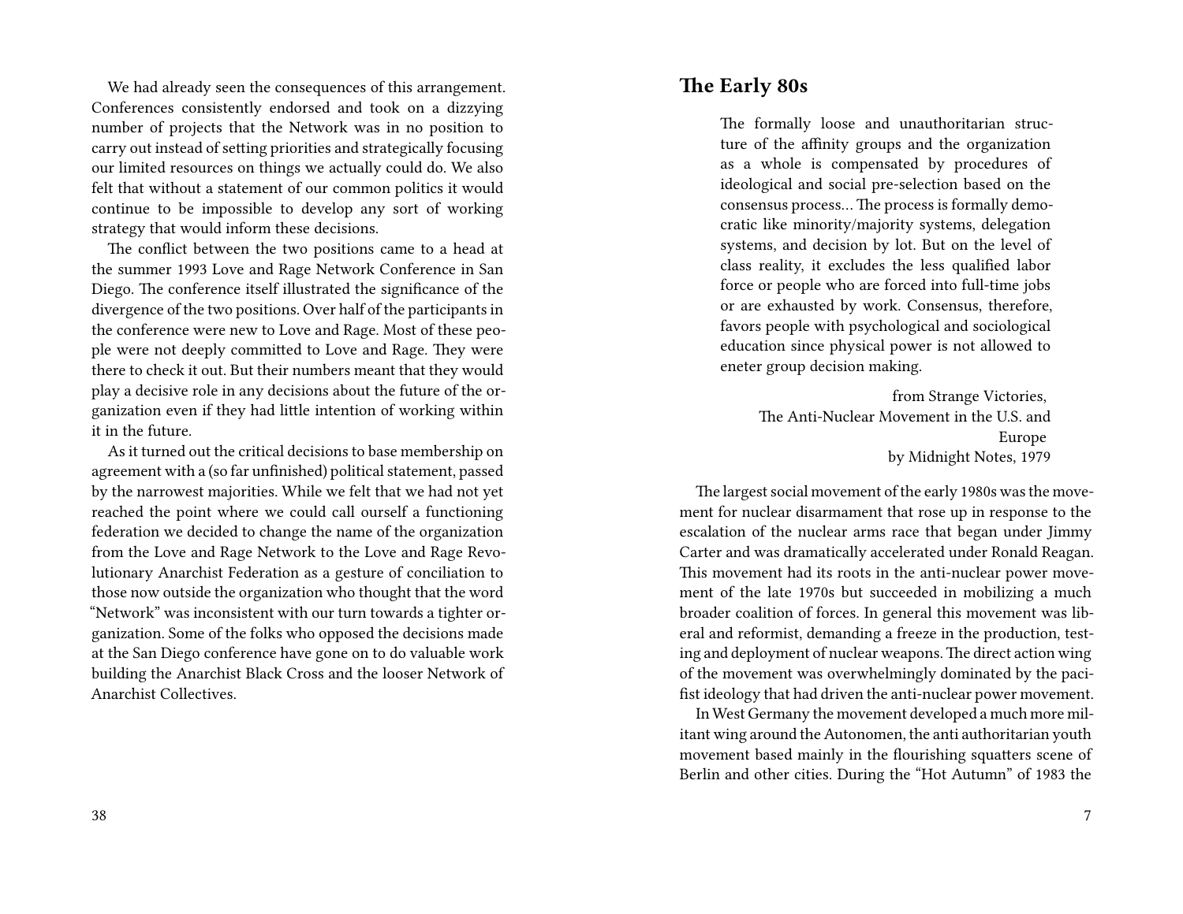We had already seen the consequences of this arrangement. Conferences consistently endorsed and took on a dizzying number of projects that the Network was in no position to carry out instead of setting priorities and strategically focusing our limited resources on things we actually could do. We also felt that without a statement of our common politics it would continue to be impossible to develop any sort of working strategy that would inform these decisions.

The conflict between the two positions came to a head at the summer 1993 Love and Rage Network Conference in San Diego. The conference itself illustrated the significance of the divergence of the two positions. Over half of the participants in the conference were new to Love and Rage. Most of these people were not deeply committed to Love and Rage. They were there to check it out. But their numbers meant that they would play a decisive role in any decisions about the future of the organization even if they had little intention of working within it in the future.

As it turned out the critical decisions to base membership on agreement with a (so far unfinished) political statement, passed by the narrowest majorities. While we felt that we had not yet reached the point where we could call ourself a functioning federation we decided to change the name of the organization from the Love and Rage Network to the Love and Rage Revolutionary Anarchist Federation as a gesture of conciliation to those now outside the organization who thought that the word "Network" was inconsistent with our turn towards a tighter organization. Some of the folks who opposed the decisions made at the San Diego conference have gone on to do valuable work building the Anarchist Black Cross and the looser Network of Anarchist Collectives.

## The Early 80s

> The formally loose and unauthoritarian structure of the affinity groups and the organization as a whole is compensated by procedures of ideological and social pre-selection based on the consensus process… The process is formally democratic like minority/majority systems, delegation systems, and decision by lot. But on the level of class reality, it excludes the less qualified labor force or people who are forced into full-time jobs or are exhausted by work. Consensus, therefore, favors people with psychological and sociological education since physical power is not allowed to eneter group decision making.
>
> from Strange Victories,
> The Anti-Nuclear Movement in the U.S. and Europe
> by Midnight Notes, 1979

The largest social movement of the early 1980s was the movement for nuclear disarmament that rose up in response to the escalation of the nuclear arms race that began under Jimmy Carter and was dramatically accelerated under Ronald Reagan. This movement had its roots in the anti-nuclear power movement of the late 1970s but succeeded in mobilizing a much broader coalition of forces. In general this movement was liberal and reformist, demanding a freeze in the production, testing and deployment of nuclear weapons. The direct action wing of the movement was overwhelmingly dominated by the pacifist ideology that had driven the anti-nuclear power movement.

In West Germany the movement developed a much more militant wing around the Autonomen, the anti authoritarian youth movement based mainly in the flourishing squatters scene of Berlin and other cities. During the "Hot Autumn" of 1983 the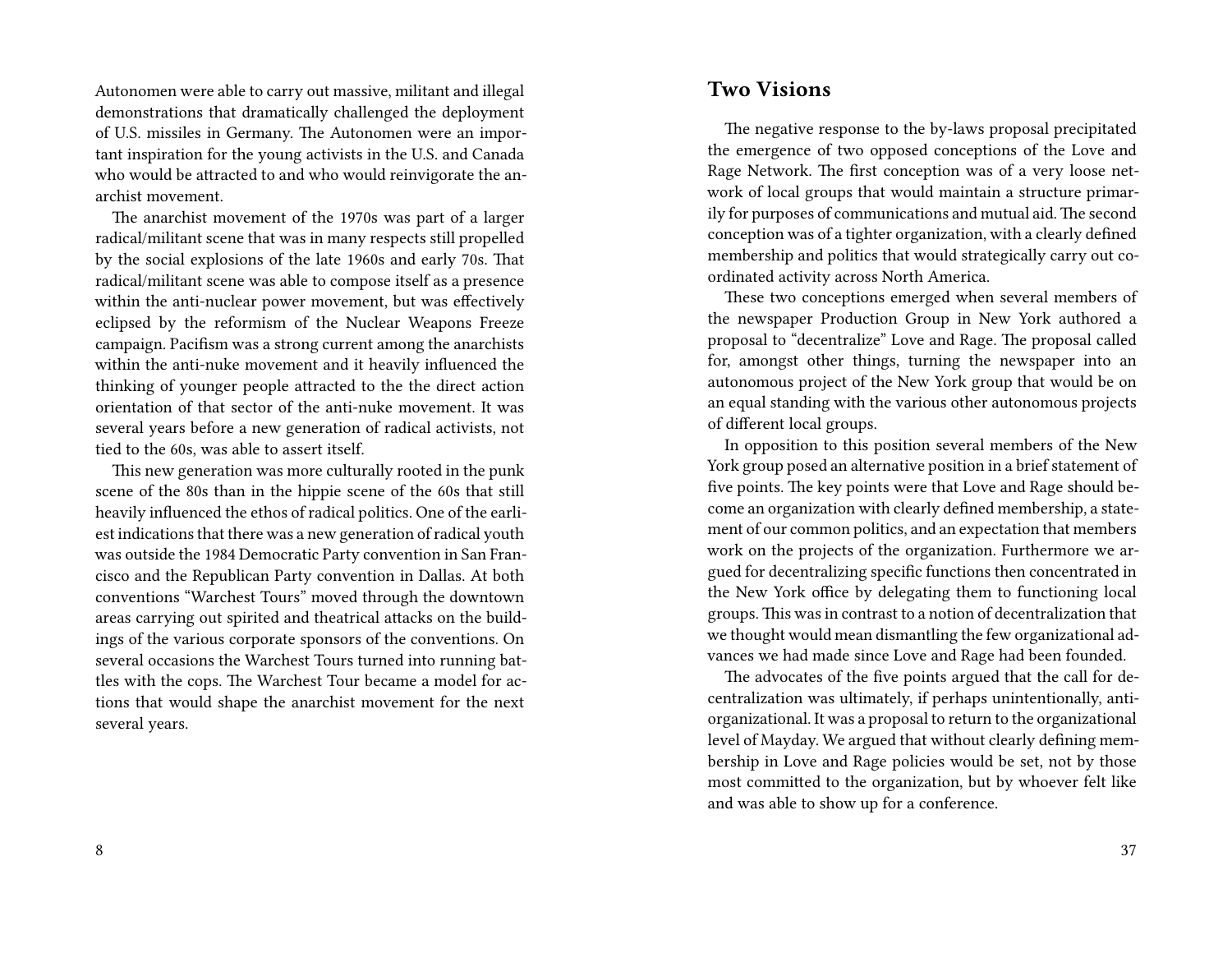Autonomen were able to carry out massive, militant and illegal demonstrations that dramatically challenged the deployment of U.S. missiles in Germany. The Autonomen were an important inspiration for the young activists in the U.S. and Canada who would be attracted to and who would reinvigorate the anarchist movement.

The anarchist movement of the 1970s was part of a larger radical/militant scene that was in many respects still propelled by the social explosions of the late 1960s and early 70s. That radical/militant scene was able to compose itself as a presence within the anti-nuclear power movement, but was effectively eclipsed by the reformism of the Nuclear Weapons Freeze campaign. Pacifism was a strong current among the anarchists within the anti-nuke movement and it heavily influenced the thinking of younger people attracted to the the direct action orientation of that sector of the anti-nuke movement. It was several years before a new generation of radical activists, not tied to the 60s, was able to assert itself.

This new generation was more culturally rooted in the punk scene of the 80s than in the hippie scene of the 60s that still heavily influenced the ethos of radical politics. One of the earliest indications that there was a new generation of radical youth was outside the 1984 Democratic Party convention in San Francisco and the Republican Party convention in Dallas. At both conventions "Warchest Tours" moved through the downtown areas carrying out spirited and theatrical attacks on the buildings of the various corporate sponsors of the conventions. On several occasions the Warchest Tours turned into running battles with the cops. The Warchest Tour became a model for actions that would shape the anarchist movement for the next several years.

## Two Visions

The negative response to the by-laws proposal precipitated the emergence of two opposed conceptions of the Love and Rage Network. The first conception was of a very loose network of local groups that would maintain a structure primarily for purposes of communications and mutual aid. The second conception was of a tighter organization, with a clearly defined membership and politics that would strategically carry out coordinated activity across North America.

These two conceptions emerged when several members of the newspaper Production Group in New York authored a proposal to "decentralize" Love and Rage. The proposal called for, amongst other things, turning the newspaper into an autonomous project of the New York group that would be on an equal standing with the various other autonomous projects of different local groups.

In opposition to this position several members of the New York group posed an alternative position in a brief statement of five points. The key points were that Love and Rage should become an organization with clearly defined membership, a statement of our common politics, and an expectation that members work on the projects of the organization. Furthermore we argued for decentralizing specific functions then concentrated in the New York office by delegating them to functioning local groups. This was in contrast to a notion of decentralization that we thought would mean dismantling the few organizational advances we had made since Love and Rage had been founded.

The advocates of the five points argued that the call for decentralization was ultimately, if perhaps unintentionally, anti-organizational. It was a proposal to return to the organizational level of Mayday. We argued that without clearly defining membership in Love and Rage policies would be set, not by those most committed to the organization, but by whoever felt like and was able to show up for a conference.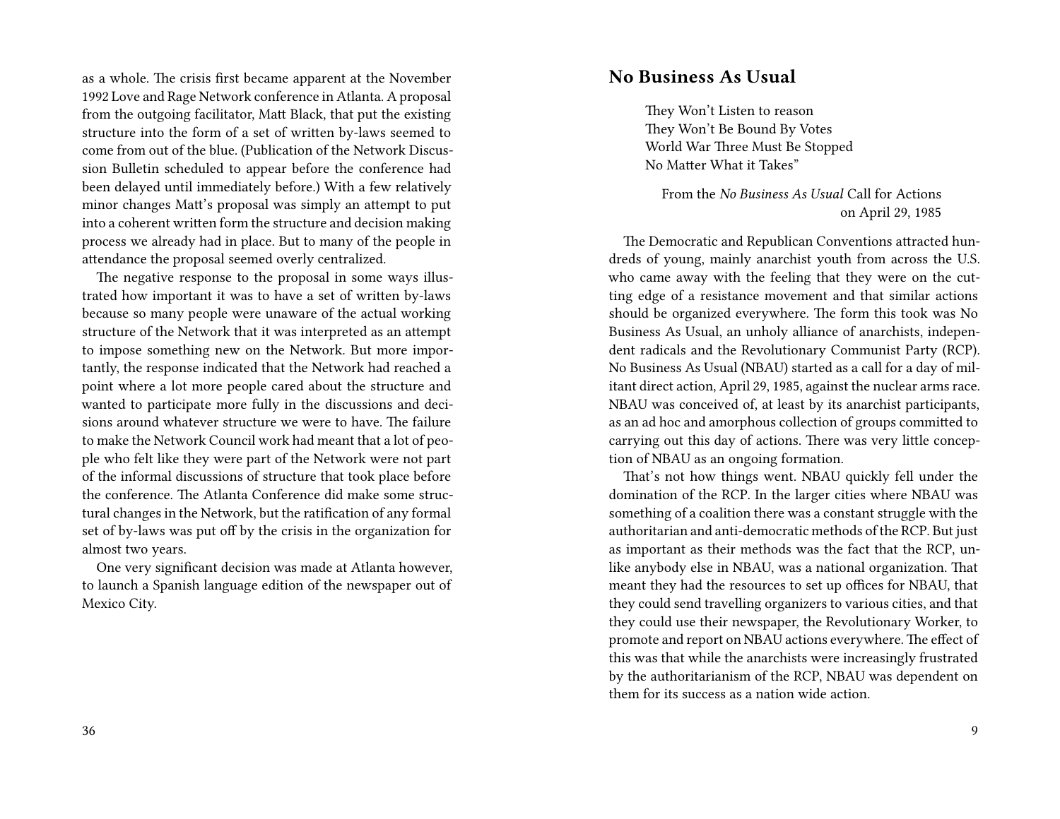as a whole. The crisis first became apparent at the November 1992 Love and Rage Network conference in Atlanta. A proposal from the outgoing facilitator, Matt Black, that put the existing structure into the form of a set of written by-laws seemed to come from out of the blue. (Publication of the Network Discussion Bulletin scheduled to appear before the conference had been delayed until immediately before.) With a few relatively minor changes Matt's proposal was simply an attempt to put into a coherent written form the structure and decision making process we already had in place. But to many of the people in attendance the proposal seemed overly centralized.

The negative response to the proposal in some ways illustrated how important it was to have a set of written by-laws because so many people were unaware of the actual working structure of the Network that it was interpreted as an attempt to impose something new on the Network. But more importantly, the response indicated that the Network had reached a point where a lot more people cared about the structure and wanted to participate more fully in the discussions and decisions around whatever structure we were to have. The failure to make the Network Council work had meant that a lot of people who felt like they were part of the Network were not part of the informal discussions of structure that took place before the conference. The Atlanta Conference did make some structural changes in the Network, but the ratification of any formal set of by-laws was put off by the crisis in the organization for almost two years.

One very significant decision was made at Atlanta however, to launch a Spanish language edition of the newspaper out of Mexico City.

## No Business As Usual

> They Won't Listen to reason
> They Won't Be Bound By Votes
> World War Three Must Be Stopped
> No Matter What it Takes"
>
> From the *No Business As Usual* Call for Actions on April 29, 1985

The Democratic and Republican Conventions attracted hundreds of young, mainly anarchist youth from across the U.S. who came away with the feeling that they were on the cutting edge of a resistance movement and that similar actions should be organized everywhere. The form this took was No Business As Usual, an unholy alliance of anarchists, independent radicals and the Revolutionary Communist Party (RCP). No Business As Usual (NBAU) started as a call for a day of militant direct action, April 29, 1985, against the nuclear arms race. NBAU was conceived of, at least by its anarchist participants, as an ad hoc and amorphous collection of groups committed to carrying out this day of actions. There was very little conception of NBAU as an ongoing formation.

That's not how things went. NBAU quickly fell under the domination of the RCP. In the larger cities where NBAU was something of a coalition there was a constant struggle with the authoritarian and anti-democratic methods of the RCP. But just as important as their methods was the fact that the RCP, unlike anybody else in NBAU, was a national organization. That meant they had the resources to set up offices for NBAU, that they could send travelling organizers to various cities, and that they could use their newspaper, the Revolutionary Worker, to promote and report on NBAU actions everywhere. The effect of this was that while the anarchists were increasingly frustrated by the authoritarianism of the RCP, NBAU was dependent on them for its success as a nation wide action.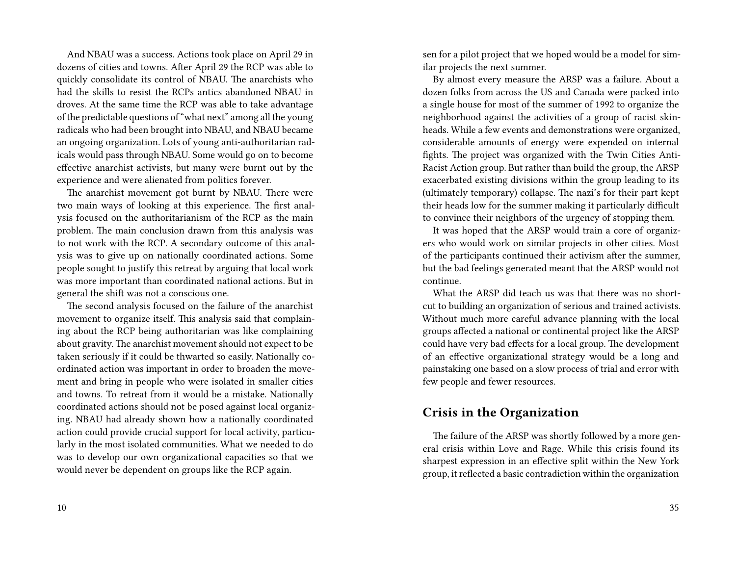And NBAU was a success. Actions took place on April 29 in dozens of cities and towns. After April 29 the RCP was able to quickly consolidate its control of NBAU. The anarchists who had the skills to resist the RCPs antics abandoned NBAU in droves. At the same time the RCP was able to take advantage of the predictable questions of "what next" among all the young radicals who had been brought into NBAU, and NBAU became an ongoing organization. Lots of young anti-authoritarian radicals would pass through NBAU. Some would go on to become effective anarchist activists, but many were burnt out by the experience and were alienated from politics forever.

The anarchist movement got burnt by NBAU. There were two main ways of looking at this experience. The first analysis focused on the authoritarianism of the RCP as the main problem. The main conclusion drawn from this analysis was to not work with the RCP. A secondary outcome of this analysis was to give up on nationally coordinated actions. Some people sought to justify this retreat by arguing that local work was more important than coordinated national actions. But in general the shift was not a conscious one.

The second analysis focused on the failure of the anarchist movement to organize itself. This analysis said that complaining about the RCP being authoritarian was like complaining about gravity. The anarchist movement should not expect to be taken seriously if it could be thwarted so easily. Nationally coordinated action was important in order to broaden the movement and bring in people who were isolated in smaller cities and towns. To retreat from it would be a mistake. Nationally coordinated actions should not be posed against local organizing. NBAU had already shown how a nationally coordinated action could provide crucial support for local activity, particularly in the most isolated communities. What we needed to do was to develop our own organizational capacities so that we would never be dependent on groups like the RCP again.

sen for a pilot project that we hoped would be a model for similar projects the next summer.

By almost every measure the ARSP was a failure. About a dozen folks from across the US and Canada were packed into a single house for most of the summer of 1992 to organize the neighborhood against the activities of a group of racist skinheads. While a few events and demonstrations were organized, considerable amounts of energy were expended on internal fights. The project was organized with the Twin Cities Anti-Racist Action group. But rather than build the group, the ARSP exacerbated existing divisions within the group leading to its (ultimately temporary) collapse. The nazi's for their part kept their heads low for the summer making it particularly difficult to convince their neighbors of the urgency of stopping them.

It was hoped that the ARSP would train a core of organizers who would work on similar projects in other cities. Most of the participants continued their activism after the summer, but the bad feelings generated meant that the ARSP would not continue.

What the ARSP did teach us was that there was no shortcut to building an organization of serious and trained activists. Without much more careful advance planning with the local groups affected a national or continental project like the ARSP could have very bad effects for a local group. The development of an effective organizational strategy would be a long and painstaking one based on a slow process of trial and error with few people and fewer resources.

## Crisis in the Organization

The failure of the ARSP was shortly followed by a more general crisis within Love and Rage. While this crisis found its sharpest expression in an effective split within the New York group, it reflected a basic contradiction within the organization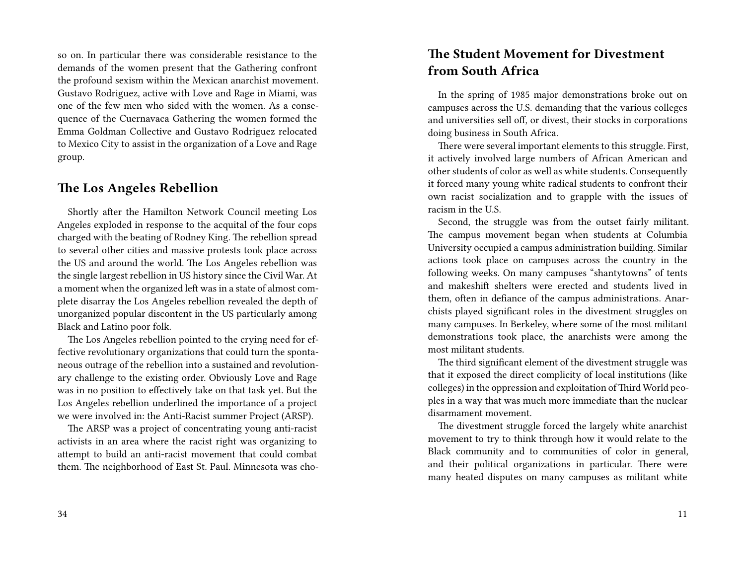so on. In particular there was considerable resistance to the demands of the women present that the Gathering confront the profound sexism within the Mexican anarchist movement. Gustavo Rodriguez, active with Love and Rage in Miami, was one of the few men who sided with the women. As a consequence of the Cuernavaca Gathering the women formed the Emma Goldman Collective and Gustavo Rodriguez relocated to Mexico City to assist in the organization of a Love and Rage group.

## The Los Angeles Rebellion

Shortly after the Hamilton Network Council meeting Los Angeles exploded in response to the acquital of the four cops charged with the beating of Rodney King. The rebellion spread to several other cities and massive protests took place across the US and around the world. The Los Angeles rebellion was the single largest rebellion in US history since the Civil War. At a moment when the organized left was in a state of almost complete disarray the Los Angeles rebellion revealed the depth of unorganized popular discontent in the US particularly among Black and Latino poor folk.

The Los Angeles rebellion pointed to the crying need for effective revolutionary organizations that could turn the spontaneous outrage of the rebellion into a sustained and revolutionary challenge to the existing order. Obviously Love and Rage was in no position to effectively take on that task yet. But the Los Angeles rebellion underlined the importance of a project we were involved in: the Anti-Racist summer Project (ARSP).

The ARSP was a project of concentrating young anti-racist activists in an area where the racist right was organizing to attempt to build an anti-racist movement that could combat them. The neighborhood of East St. Paul. Minnesota was cho-

## The Student Movement for Divestment from South Africa

In the spring of 1985 major demonstrations broke out on campuses across the U.S. demanding that the various colleges and universities sell off, or divest, their stocks in corporations doing business in South Africa.

There were several important elements to this struggle. First, it actively involved large numbers of African American and other students of color as well as white students. Consequently it forced many young white radical students to confront their own racist socialization and to grapple with the issues of racism in the U.S.

Second, the struggle was from the outset fairly militant. The campus movement began when students at Columbia University occupied a campus administration building. Similar actions took place on campuses across the country in the following weeks. On many campuses "shantytowns" of tents and makeshift shelters were erected and students lived in them, often in defiance of the campus administrations. Anarchists played significant roles in the divestment struggles on many campuses. In Berkeley, where some of the most militant demonstrations took place, the anarchists were among the most militant students.

The third significant element of the divestment struggle was that it exposed the direct complicity of local institutions (like colleges) in the oppression and exploitation of Third World peoples in a way that was much more immediate than the nuclear disarmament movement.

The divestment struggle forced the largely white anarchist movement to try to think through how it would relate to the Black community and to communities of color in general, and their political organizations in particular. There were many heated disputes on many campuses as militant white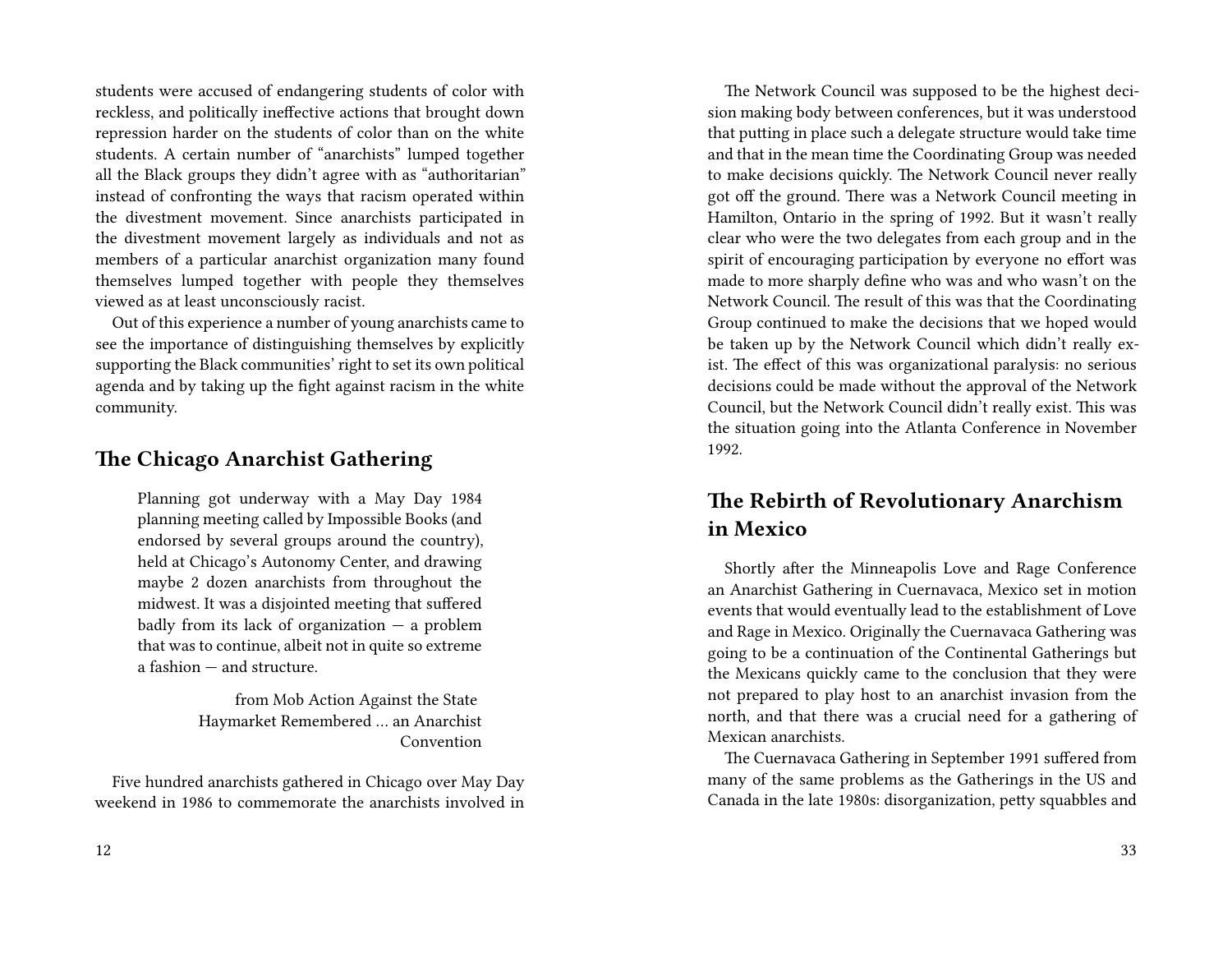students were accused of endangering students of color with reckless, and politically ineffective actions that brought down repression harder on the students of color than on the white students. A certain number of "anarchists" lumped together all the Black groups they didn't agree with as "authoritarian" instead of confronting the ways that racism operated within the divestment movement. Since anarchists participated in the divestment movement largely as individuals and not as members of a particular anarchist organization many found themselves lumped together with people they themselves viewed as at least unconsciously racist.

Out of this experience a number of young anarchists came to see the importance of distinguishing themselves by explicitly supporting the Black communities' right to set its own political agenda and by taking up the fight against racism in the white community.

## The Chicago Anarchist Gathering

> Planning got underway with a May Day 1984 planning meeting called by Impossible Books (and endorsed by several groups around the country), held at Chicago's Autonomy Center, and drawing maybe 2 dozen anarchists from throughout the midwest. It was a disjointed meeting that suffered badly from its lack of organization — a problem that was to continue, albeit not in quite so extreme a fashion — and structure.
>
> from Mob Action Against the State Haymarket Remembered … an Anarchist Convention

Five hundred anarchists gathered in Chicago over May Day weekend in 1986 to commemorate the anarchists involved in

The Network Council was supposed to be the highest decision making body between conferences, but it was understood that putting in place such a delegate structure would take time and that in the mean time the Coordinating Group was needed to make decisions quickly. The Network Council never really got off the ground. There was a Network Council meeting in Hamilton, Ontario in the spring of 1992. But it wasn't really clear who were the two delegates from each group and in the spirit of encouraging participation by everyone no effort was made to more sharply define who was and who wasn't on the Network Council. The result of this was that the Coordinating Group continued to make the decisions that we hoped would be taken up by the Network Council which didn't really exist. The effect of this was organizational paralysis: no serious decisions could be made without the approval of the Network Council, but the Network Council didn't really exist. This was the situation going into the Atlanta Conference in November 1992.

## The Rebirth of Revolutionary Anarchism in Mexico

Shortly after the Minneapolis Love and Rage Conference an Anarchist Gathering in Cuernavaca, Mexico set in motion events that would eventually lead to the establishment of Love and Rage in Mexico. Originally the Cuernavaca Gathering was going to be a continuation of the Continental Gatherings but the Mexicans quickly came to the conclusion that they were not prepared to play host to an anarchist invasion from the north, and that there was a crucial need for a gathering of Mexican anarchists.

The Cuernavaca Gathering in September 1991 suffered from many of the same problems as the Gatherings in the US and Canada in the late 1980s: disorganization, petty squabbles and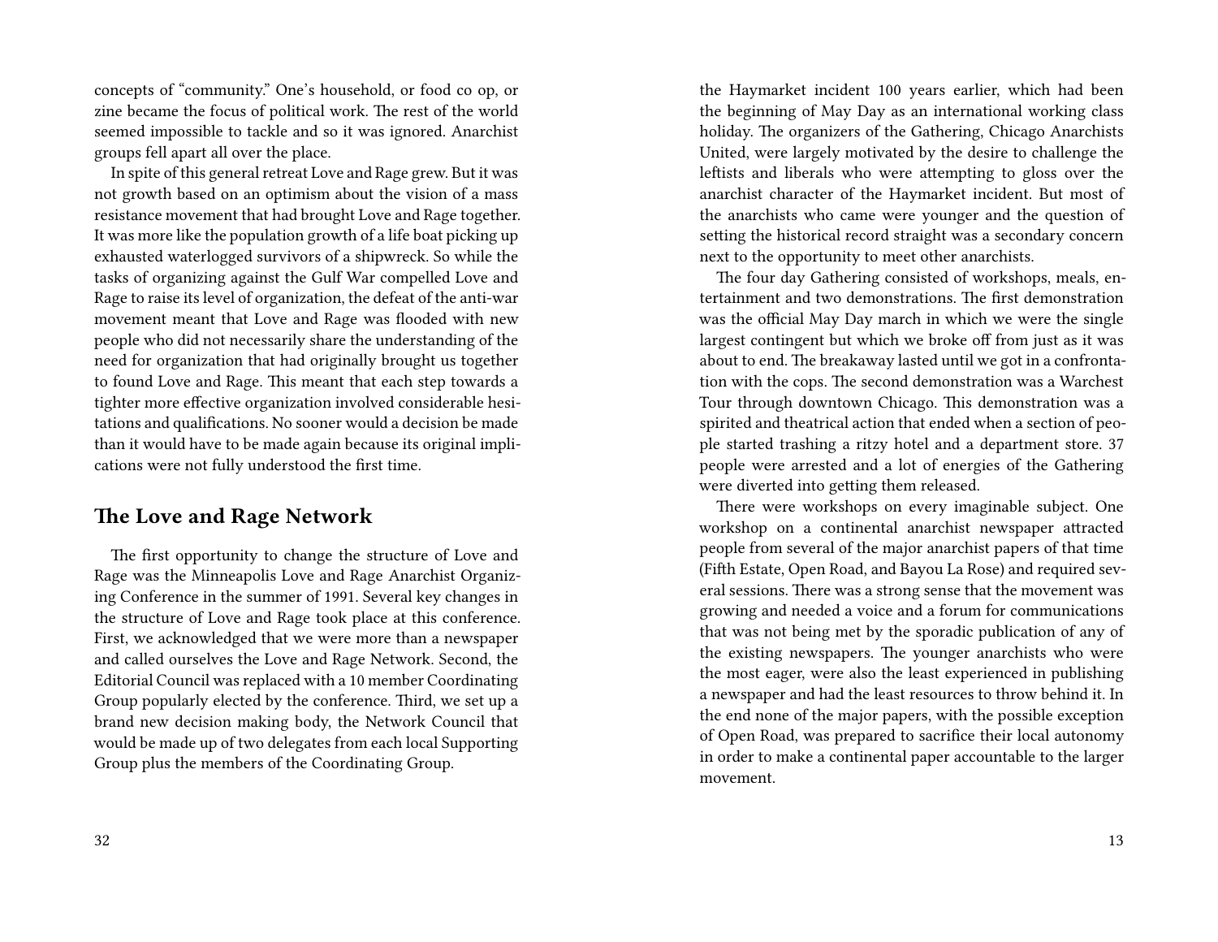concepts of "community." One's household, or food co op, or zine became the focus of political work. The rest of the world seemed impossible to tackle and so it was ignored. Anarchist groups fell apart all over the place.

In spite of this general retreat Love and Rage grew. But it was not growth based on an optimism about the vision of a mass resistance movement that had brought Love and Rage together. It was more like the population growth of a life boat picking up exhausted waterlogged survivors of a shipwreck. So while the tasks of organizing against the Gulf War compelled Love and Rage to raise its level of organization, the defeat of the anti-war movement meant that Love and Rage was flooded with new people who did not necessarily share the understanding of the need for organization that had originally brought us together to found Love and Rage. This meant that each step towards a tighter more effective organization involved considerable hesitations and qualifications. No sooner would a decision be made than it would have to be made again because its original implications were not fully understood the first time.

## The Love and Rage Network

The first opportunity to change the structure of Love and Rage was the Minneapolis Love and Rage Anarchist Organizing Conference in the summer of 1991. Several key changes in the structure of Love and Rage took place at this conference. First, we acknowledged that we were more than a newspaper and called ourselves the Love and Rage Network. Second, the Editorial Council was replaced with a 10 member Coordinating Group popularly elected by the conference. Third, we set up a brand new decision making body, the Network Council that would be made up of two delegates from each local Supporting Group plus the members of the Coordinating Group.

the Haymarket incident 100 years earlier, which had been the beginning of May Day as an international working class holiday. The organizers of the Gathering, Chicago Anarchists United, were largely motivated by the desire to challenge the leftists and liberals who were attempting to gloss over the anarchist character of the Haymarket incident. But most of the anarchists who came were younger and the question of setting the historical record straight was a secondary concern next to the opportunity to meet other anarchists.

The four day Gathering consisted of workshops, meals, entertainment and two demonstrations. The first demonstration was the official May Day march in which we were the single largest contingent but which we broke off from just as it was about to end. The breakaway lasted until we got in a confrontation with the cops. The second demonstration was a Warchest Tour through downtown Chicago. This demonstration was a spirited and theatrical action that ended when a section of people started trashing a ritzy hotel and a department store. 37 people were arrested and a lot of energies of the Gathering were diverted into getting them released.

There were workshops on every imaginable subject. One workshop on a continental anarchist newspaper attracted people from several of the major anarchist papers of that time (Fifth Estate, Open Road, and Bayou La Rose) and required several sessions. There was a strong sense that the movement was growing and needed a voice and a forum for communications that was not being met by the sporadic publication of any of the existing newspapers. The younger anarchists who were the most eager, were also the least experienced in publishing a newspaper and had the least resources to throw behind it. In the end none of the major papers, with the possible exception of Open Road, was prepared to sacrifice their local autonomy in order to make a continental paper accountable to the larger movement.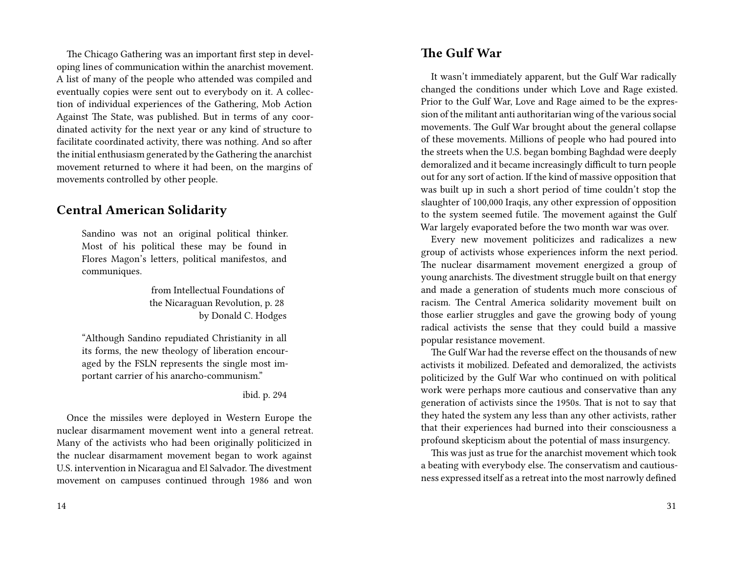The Chicago Gathering was an important first step in developing lines of communication within the anarchist movement. A list of many of the people who attended was compiled and eventually copies were sent out to everybody on it. A collection of individual experiences of the Gathering, Mob Action Against The State, was published. But in terms of any coordinated activity for the next year or any kind of structure to facilitate coordinated activity, there was nothing. And so after the initial enthusiasm generated by the Gathering the anarchist movement returned to where it had been, on the margins of movements controlled by other people.

## Central American Solidarity

> Sandino was not an original political thinker. Most of his political these may be found in Flores Magon's letters, political manifestos, and communiques.
>
> from Intellectual Foundations of the Nicaraguan Revolution, p. 28 by Donald C. Hodges

> "Although Sandino repudiated Christianity in all its forms, the new theology of liberation encouraged by the FSLN represents the single most important carrier of his anarcho-communism."
>
> ibid. p. 294

Once the missiles were deployed in Western Europe the nuclear disarmament movement went into a general retreat. Many of the activists who had been originally politicized in the nuclear disarmament movement began to work against U.S. intervention in Nicaragua and El Salvador. The divestment movement on campuses continued through 1986 and won

## The Gulf War

It wasn't immediately apparent, but the Gulf War radically changed the conditions under which Love and Rage existed. Prior to the Gulf War, Love and Rage aimed to be the expression of the militant anti authoritarian wing of the various social movements. The Gulf War brought about the general collapse of these movements. Millions of people who had poured into the streets when the U.S. began bombing Baghdad were deeply demoralized and it became increasingly difficult to turn people out for any sort of action. If the kind of massive opposition that was built up in such a short period of time couldn't stop the slaughter of 100,000 Iraqis, any other expression of opposition to the system seemed futile. The movement against the Gulf War largely evaporated before the two month war was over.

Every new movement politicizes and radicalizes a new group of activists whose experiences inform the next period. The nuclear disarmament movement energized a group of young anarchists. The divestment struggle built on that energy and made a generation of students much more conscious of racism. The Central America solidarity movement built on those earlier struggles and gave the growing body of young radical activists the sense that they could build a massive popular resistance movement.

The Gulf War had the reverse effect on the thousands of new activists it mobilized. Defeated and demoralized, the activists politicized by the Gulf War who continued on with political work were perhaps more cautious and conservative than any generation of activists since the 1950s. That is not to say that they hated the system any less than any other activists, rather that their experiences had burned into their consciousness a profound skepticism about the potential of mass insurgency.

This was just as true for the anarchist movement which took a beating with everybody else. The conservatism and cautiousness expressed itself as a retreat into the most narrowly defined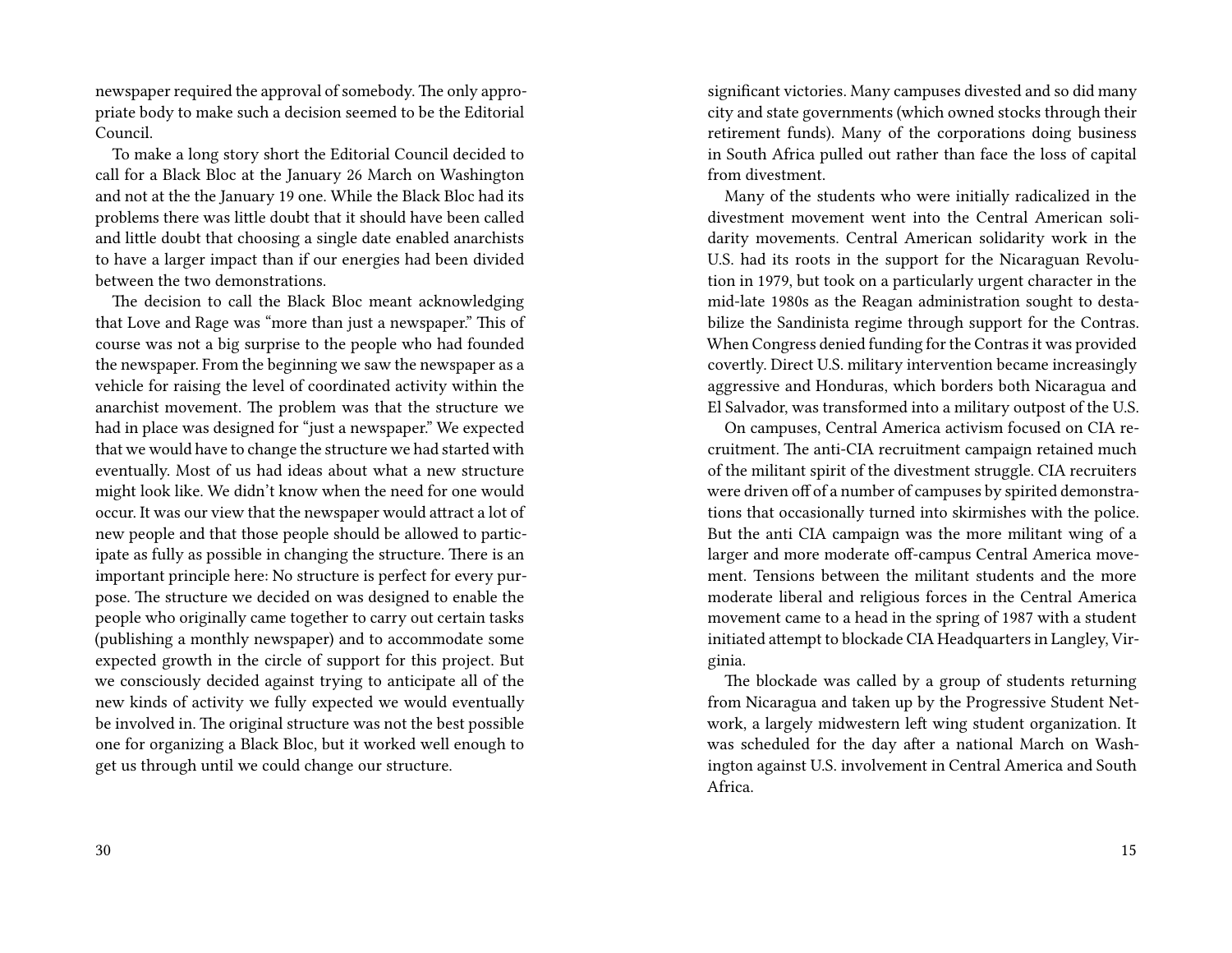newspaper required the approval of somebody. The only appropriate body to make such a decision seemed to be the Editorial Council.

To make a long story short the Editorial Council decided to call for a Black Bloc at the January 26 March on Washington and not at the the January 19 one. While the Black Bloc had its problems there was little doubt that it should have been called and little doubt that choosing a single date enabled anarchists to have a larger impact than if our energies had been divided between the two demonstrations.

The decision to call the Black Bloc meant acknowledging that Love and Rage was "more than just a newspaper." This of course was not a big surprise to the people who had founded the newspaper. From the beginning we saw the newspaper as a vehicle for raising the level of coordinated activity within the anarchist movement. The problem was that the structure we had in place was designed for "just a newspaper." We expected that we would have to change the structure we had started with eventually. Most of us had ideas about what a new structure might look like. We didn't know when the need for one would occur. It was our view that the newspaper would attract a lot of new people and that those people should be allowed to participate as fully as possible in changing the structure. There is an important principle here: No structure is perfect for every purpose. The structure we decided on was designed to enable the people who originally came together to carry out certain tasks (publishing a monthly newspaper) and to accommodate some expected growth in the circle of support for this project. But we consciously decided against trying to anticipate all of the new kinds of activity we fully expected we would eventually be involved in. The original structure was not the best possible one for organizing a Black Bloc, but it worked well enough to get us through until we could change our structure.

significant victories. Many campuses divested and so did many city and state governments (which owned stocks through their retirement funds). Many of the corporations doing business in South Africa pulled out rather than face the loss of capital from divestment.

Many of the students who were initially radicalized in the divestment movement went into the Central American solidarity movements. Central American solidarity work in the U.S. had its roots in the support for the Nicaraguan Revolution in 1979, but took on a particularly urgent character in the mid-late 1980s as the Reagan administration sought to destabilize the Sandinista regime through support for the Contras. When Congress denied funding for the Contras it was provided covertly. Direct U.S. military intervention became increasingly aggressive and Honduras, which borders both Nicaragua and El Salvador, was transformed into a military outpost of the U.S.

On campuses, Central America activism focused on CIA recruitment. The anti-CIA recruitment campaign retained much of the militant spirit of the divestment struggle. CIA recruiters were driven off of a number of campuses by spirited demonstrations that occasionally turned into skirmishes with the police. But the anti CIA campaign was the more militant wing of a larger and more moderate off-campus Central America movement. Tensions between the militant students and the more moderate liberal and religious forces in the Central America movement came to a head in the spring of 1987 with a student initiated attempt to blockade CIA Headquarters in Langley, Virginia.

The blockade was called by a group of students returning from Nicaragua and taken up by the Progressive Student Network, a largely midwestern left wing student organization. It was scheduled for the day after a national March on Washington against U.S. involvement in Central America and South Africa.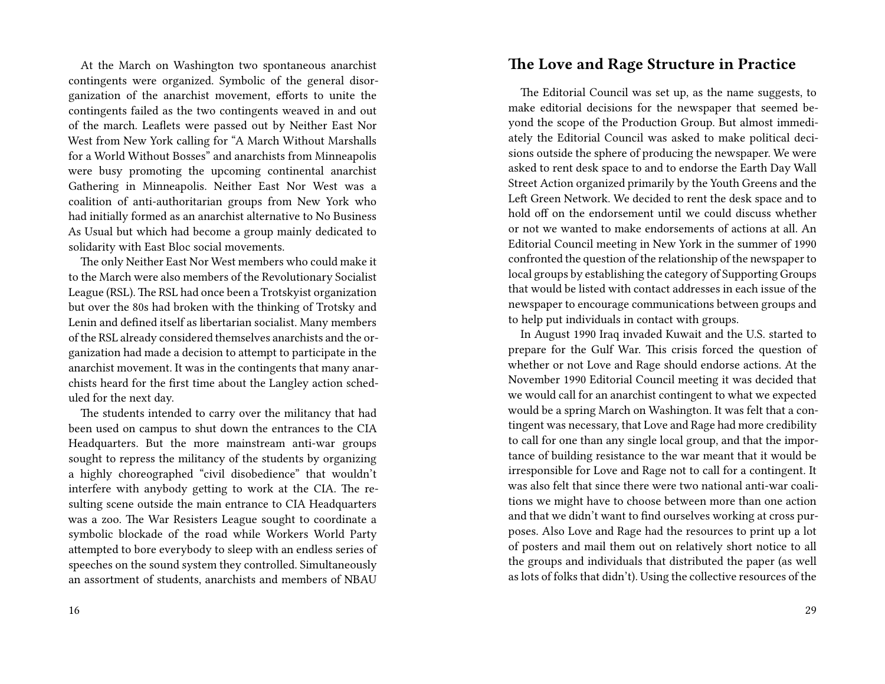At the March on Washington two spontaneous anarchist contingents were organized. Symbolic of the general disorganization of the anarchist movement, efforts to unite the contingents failed as the two contingents weaved in and out of the march. Leaflets were passed out by Neither East Nor West from New York calling for "A March Without Marshalls for a World Without Bosses" and anarchists from Minneapolis were busy promoting the upcoming continental anarchist Gathering in Minneapolis. Neither East Nor West was a coalition of anti-authoritarian groups from New York who had initially formed as an anarchist alternative to No Business As Usual but which had become a group mainly dedicated to solidarity with East Bloc social movements.

The only Neither East Nor West members who could make it to the March were also members of the Revolutionary Socialist League (RSL). The RSL had once been a Trotskyist organization but over the 80s had broken with the thinking of Trotsky and Lenin and defined itself as libertarian socialist. Many members of the RSL already considered themselves anarchists and the organization had made a decision to attempt to participate in the anarchist movement. It was in the contingents that many anarchists heard for the first time about the Langley action scheduled for the next day.

The students intended to carry over the militancy that had been used on campus to shut down the entrances to the CIA Headquarters. But the more mainstream anti-war groups sought to repress the militancy of the students by organizing a highly choreographed "civil disobedience" that wouldn't interfere with anybody getting to work at the CIA. The resulting scene outside the main entrance to CIA Headquarters was a zoo. The War Resisters League sought to coordinate a symbolic blockade of the road while Workers World Party attempted to bore everybody to sleep with an endless series of speeches on the sound system they controlled. Simultaneously an assortment of students, anarchists and members of NBAU

## The Love and Rage Structure in Practice

The Editorial Council was set up, as the name suggests, to make editorial decisions for the newspaper that seemed beyond the scope of the Production Group. But almost immediately the Editorial Council was asked to make political decisions outside the sphere of producing the newspaper. We were asked to rent desk space to and to endorse the Earth Day Wall Street Action organized primarily by the Youth Greens and the Left Green Network. We decided to rent the desk space and to hold off on the endorsement until we could discuss whether or not we wanted to make endorsements of actions at all. An Editorial Council meeting in New York in the summer of 1990 confronted the question of the relationship of the newspaper to local groups by establishing the category of Supporting Groups that would be listed with contact addresses in each issue of the newspaper to encourage communications between groups and to help put individuals in contact with groups.

In August 1990 Iraq invaded Kuwait and the U.S. started to prepare for the Gulf War. This crisis forced the question of whether or not Love and Rage should endorse actions. At the November 1990 Editorial Council meeting it was decided that we would call for an anarchist contingent to what we expected would be a spring March on Washington. It was felt that a contingent was necessary, that Love and Rage had more credibility to call for one than any single local group, and that the importance of building resistance to the war meant that it would be irresponsible for Love and Rage not to call for a contingent. It was also felt that since there were two national anti-war coalitions we might have to choose between more than one action and that we didn't want to find ourselves working at cross purposes. Also Love and Rage had the resources to print up a lot of posters and mail them out on relatively short notice to all the groups and individuals that distributed the paper (as well as lots of folks that didn't). Using the collective resources of the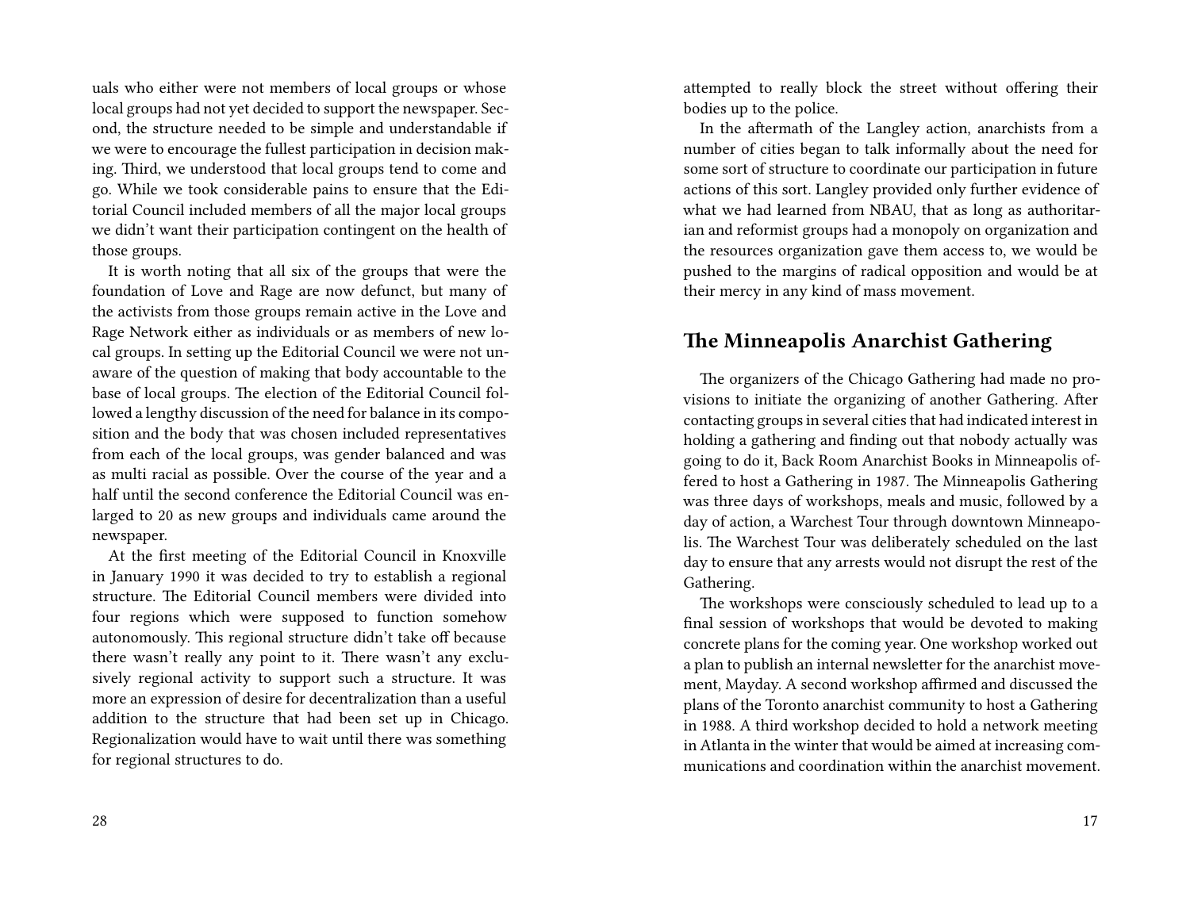uals who either were not members of local groups or whose local groups had not yet decided to support the newspaper. Second, the structure needed to be simple and understandable if we were to encourage the fullest participation in decision making. Third, we understood that local groups tend to come and go. While we took considerable pains to ensure that the Editorial Council included members of all the major local groups we didn't want their participation contingent on the health of those groups.

It is worth noting that all six of the groups that were the foundation of Love and Rage are now defunct, but many of the activists from those groups remain active in the Love and Rage Network either as individuals or as members of new local groups. In setting up the Editorial Council we were not unaware of the question of making that body accountable to the base of local groups. The election of the Editorial Council followed a lengthy discussion of the need for balance in its composition and the body that was chosen included representatives from each of the local groups, was gender balanced and was as multi racial as possible. Over the course of the year and a half until the second conference the Editorial Council was enlarged to 20 as new groups and individuals came around the newspaper.

At the first meeting of the Editorial Council in Knoxville in January 1990 it was decided to try to establish a regional structure. The Editorial Council members were divided into four regions which were supposed to function somehow autonomously. This regional structure didn't take off because there wasn't really any point to it. There wasn't any exclusively regional activity to support such a structure. It was more an expression of desire for decentralization than a useful addition to the structure that had been set up in Chicago. Regionalization would have to wait until there was something for regional structures to do.

attempted to really block the street without offering their bodies up to the police.

In the aftermath of the Langley action, anarchists from a number of cities began to talk informally about the need for some sort of structure to coordinate our participation in future actions of this sort. Langley provided only further evidence of what we had learned from NBAU, that as long as authoritarian and reformist groups had a monopoly on organization and the resources organization gave them access to, we would be pushed to the margins of radical opposition and would be at their mercy in any kind of mass movement.

## The Minneapolis Anarchist Gathering

The organizers of the Chicago Gathering had made no provisions to initiate the organizing of another Gathering. After contacting groups in several cities that had indicated interest in holding a gathering and finding out that nobody actually was going to do it, Back Room Anarchist Books in Minneapolis offered to host a Gathering in 1987. The Minneapolis Gathering was three days of workshops, meals and music, followed by a day of action, a Warchest Tour through downtown Minneapolis. The Warchest Tour was deliberately scheduled on the last day to ensure that any arrests would not disrupt the rest of the Gathering.

The workshops were consciously scheduled to lead up to a final session of workshops that would be devoted to making concrete plans for the coming year. One workshop worked out a plan to publish an internal newsletter for the anarchist movement, Mayday. A second workshop affirmed and discussed the plans of the Toronto anarchist community to host a Gathering in 1988. A third workshop decided to hold a network meeting in Atlanta in the winter that would be aimed at increasing communications and coordination within the anarchist movement.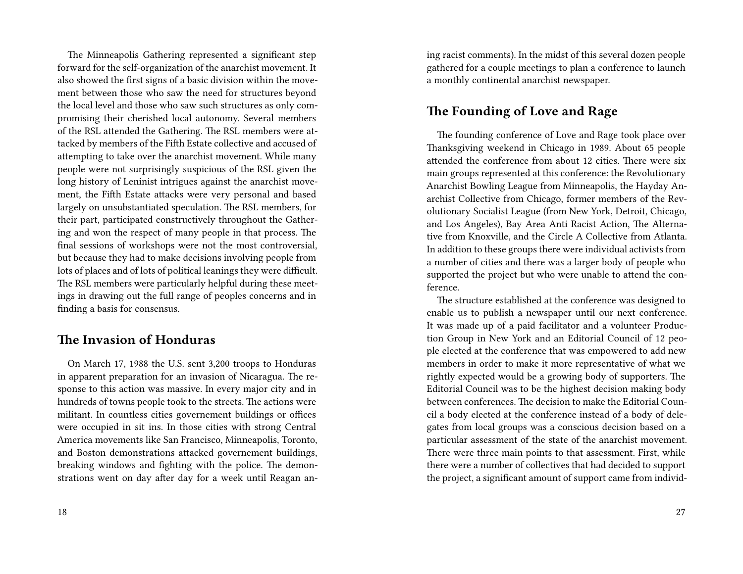The Minneapolis Gathering represented a significant step forward for the self-organization of the anarchist movement. It also showed the first signs of a basic division within the movement between those who saw the need for structures beyond the local level and those who saw such structures as only compromising their cherished local autonomy. Several members of the RSL attended the Gathering. The RSL members were attacked by members of the Fifth Estate collective and accused of attempting to take over the anarchist movement. While many people were not surprisingly suspicious of the RSL given the long history of Leninist intrigues against the anarchist movement, the Fifth Estate attacks were very personal and based largely on unsubstantiated speculation. The RSL members, for their part, participated constructively throughout the Gathering and won the respect of many people in that process. The final sessions of workshops were not the most controversial, but because they had to make decisions involving people from lots of places and of lots of political leanings they were difficult. The RSL members were particularly helpful during these meetings in drawing out the full range of peoples concerns and in finding a basis for consensus.

## The Invasion of Honduras

On March 17, 1988 the U.S. sent 3,200 troops to Honduras in apparent preparation for an invasion of Nicaragua. The response to this action was massive. In every major city and in hundreds of towns people took to the streets. The actions were militant. In countless cities governement buildings or offices were occupied in sit ins. In those cities with strong Central America movements like San Francisco, Minneapolis, Toronto, and Boston demonstrations attacked governement buildings, breaking windows and fighting with the police. The demonstrations went on day after day for a week until Reagan an-

ing racist comments). In the midst of this several dozen people gathered for a couple meetings to plan a conference to launch a monthly continental anarchist newspaper.

## The Founding of Love and Rage

The founding conference of Love and Rage took place over Thanksgiving weekend in Chicago in 1989. About 65 people attended the conference from about 12 cities. There were six main groups represented at this conference: the Revolutionary Anarchist Bowling League from Minneapolis, the Hayday Anarchist Collective from Chicago, former members of the Revolutionary Socialist League (from New York, Detroit, Chicago, and Los Angeles), Bay Area Anti Racist Action, The Alternative from Knoxville, and the Circle A Collective from Atlanta. In addition to these groups there were individual activists from a number of cities and there was a larger body of people who supported the project but who were unable to attend the conference.

The structure established at the conference was designed to enable us to publish a newspaper until our next conference. It was made up of a paid facilitator and a volunteer Production Group in New York and an Editorial Council of 12 people elected at the conference that was empowered to add new members in order to make it more representative of what we rightly expected would be a growing body of supporters. The Editorial Council was to be the highest decision making body between conferences. The decision to make the Editorial Council a body elected at the conference instead of a body of delegates from local groups was a conscious decision based on a particular assessment of the state of the anarchist movement. There were three main points to that assessment. First, while there were a number of collectives that had decided to support the project, a significant amount of support came from individ-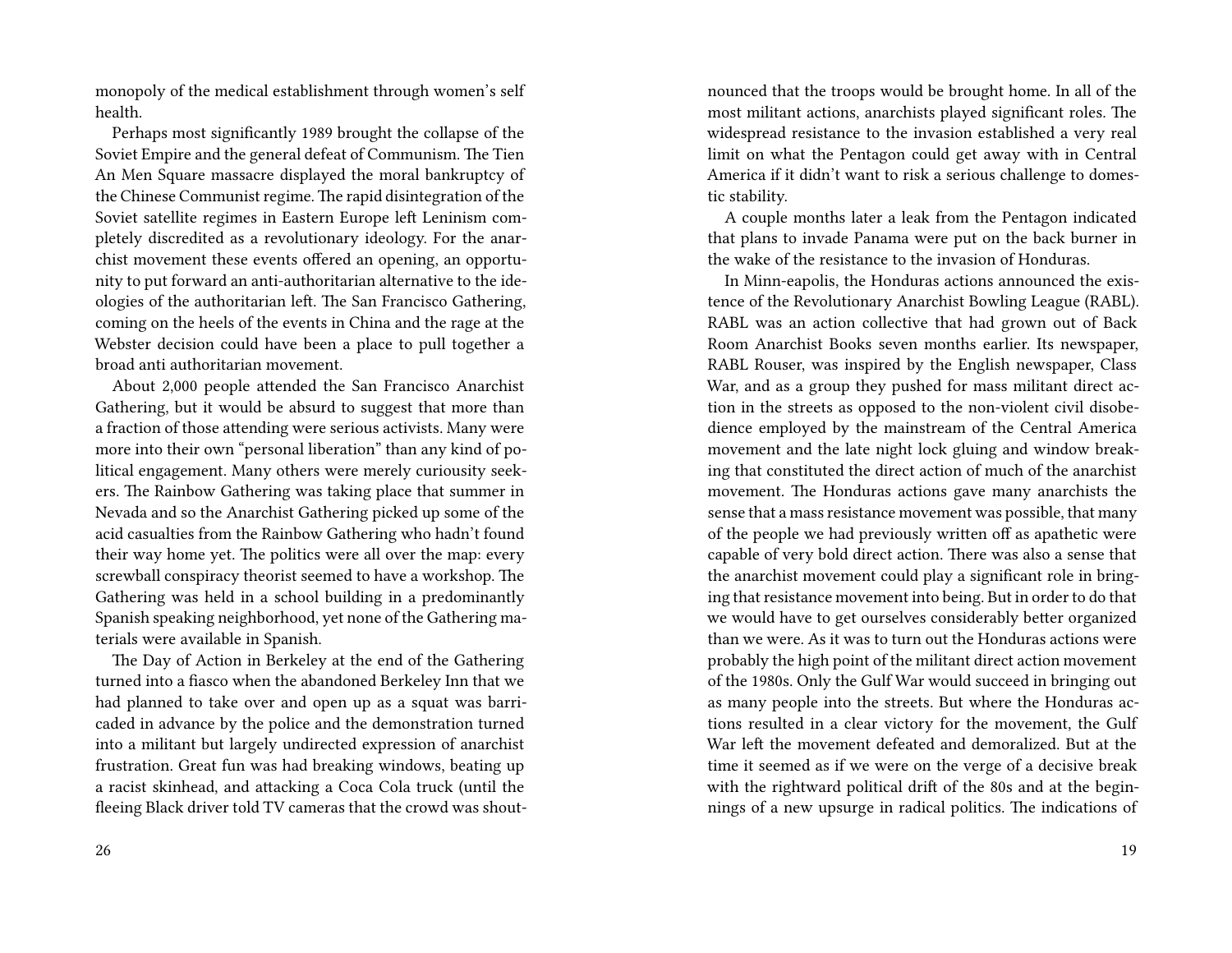monopoly of the medical establishment through women's self health.

Perhaps most significantly 1989 brought the collapse of the Soviet Empire and the general defeat of Communism. The Tien An Men Square massacre displayed the moral bankruptcy of the Chinese Communist regime. The rapid disintegration of the Soviet satellite regimes in Eastern Europe left Leninism completely discredited as a revolutionary ideology. For the anarchist movement these events offered an opening, an opportunity to put forward an anti-authoritarian alternative to the ideologies of the authoritarian left. The San Francisco Gathering, coming on the heels of the events in China and the rage at the Webster decision could have been a place to pull together a broad anti authoritarian movement.

About 2,000 people attended the San Francisco Anarchist Gathering, but it would be absurd to suggest that more than a fraction of those attending were serious activists. Many were more into their own "personal liberation" than any kind of political engagement. Many others were merely curiousity seekers. The Rainbow Gathering was taking place that summer in Nevada and so the Anarchist Gathering picked up some of the acid casualties from the Rainbow Gathering who hadn't found their way home yet. The politics were all over the map: every screwball conspiracy theorist seemed to have a workshop. The Gathering was held in a school building in a predominantly Spanish speaking neighborhood, yet none of the Gathering materials were available in Spanish.

The Day of Action in Berkeley at the end of the Gathering turned into a fiasco when the abandoned Berkeley Inn that we had planned to take over and open up as a squat was barricaded in advance by the police and the demonstration turned into a militant but largely undirected expression of anarchist frustration. Great fun was had breaking windows, beating up a racist skinhead, and attacking a Coca Cola truck (until the fleeing Black driver told TV cameras that the crowd was shout-

nounced that the troops would be brought home. In all of the most militant actions, anarchists played significant roles. The widespread resistance to the invasion established a very real limit on what the Pentagon could get away with in Central America if it didn't want to risk a serious challenge to domestic stability.

A couple months later a leak from the Pentagon indicated that plans to invade Panama were put on the back burner in the wake of the resistance to the invasion of Honduras.

In Minn-eapolis, the Honduras actions announced the existence of the Revolutionary Anarchist Bowling League (RABL). RABL was an action collective that had grown out of Back Room Anarchist Books seven months earlier. Its newspaper, RABL Rouser, was inspired by the English newspaper, Class War, and as a group they pushed for mass militant direct action in the streets as opposed to the non-violent civil disobedience employed by the mainstream of the Central America movement and the late night lock gluing and window breaking that constituted the direct action of much of the anarchist movement. The Honduras actions gave many anarchists the sense that a mass resistance movement was possible, that many of the people we had previously written off as apathetic were capable of very bold direct action. There was also a sense that the anarchist movement could play a significant role in bringing that resistance movement into being. But in order to do that we would have to get ourselves considerably better organized than we were. As it was to turn out the Honduras actions were probably the high point of the militant direct action movement of the 1980s. Only the Gulf War would succeed in bringing out as many people into the streets. But where the Honduras actions resulted in a clear victory for the movement, the Gulf War left the movement defeated and demoralized. But at the time it seemed as if we were on the verge of a decisive break with the rightward political drift of the 80s and at the beginnings of a new upsurge in radical politics. The indications of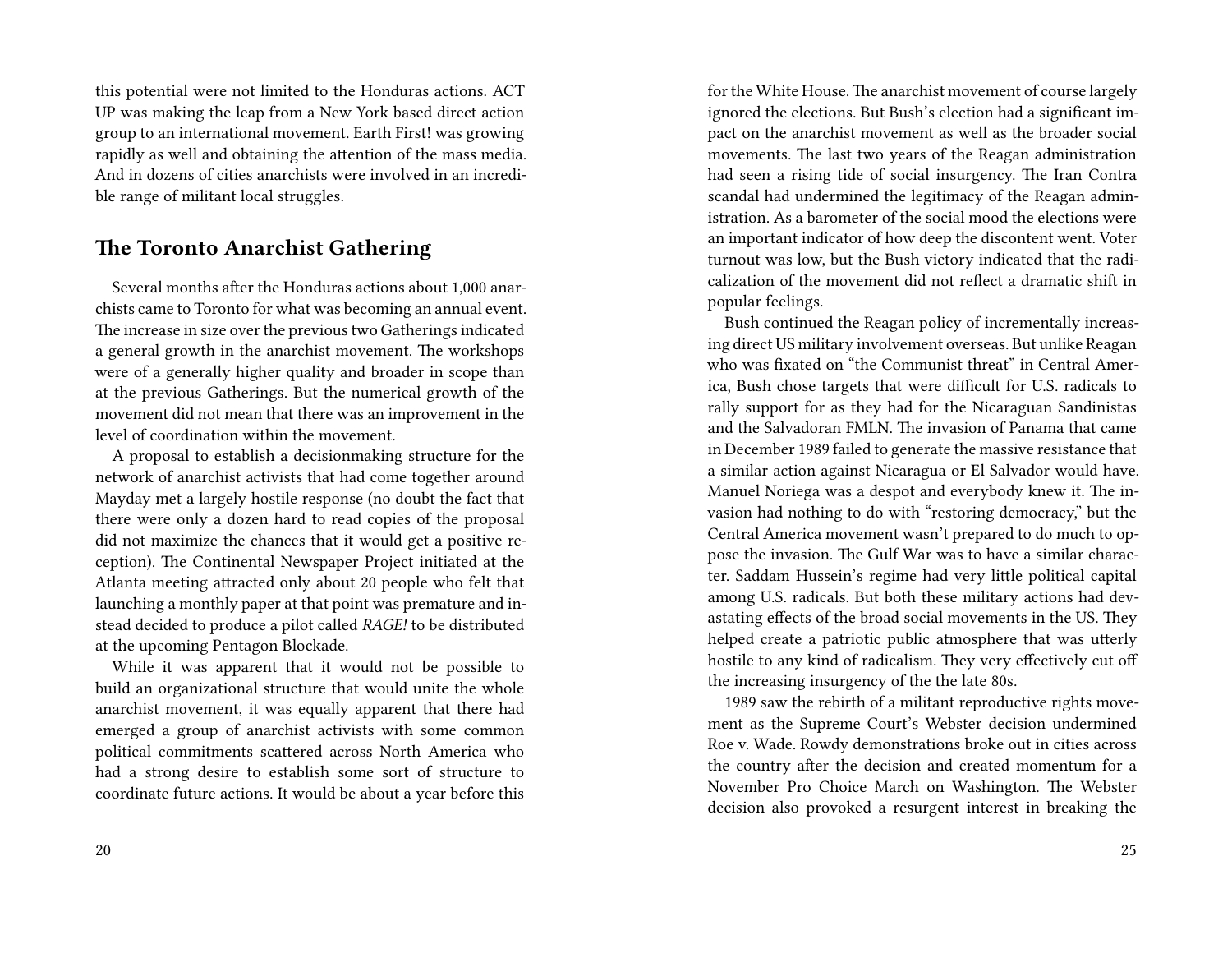this potential were not limited to the Honduras actions. ACT UP was making the leap from a New York based direct action group to an international movement. Earth First! was growing rapidly as well and obtaining the attention of the mass media. And in dozens of cities anarchists were involved in an incredible range of militant local struggles.

## The Toronto Anarchist Gathering

Several months after the Honduras actions about 1,000 anarchists came to Toronto for what was becoming an annual event. The increase in size over the previous two Gatherings indicated a general growth in the anarchist movement. The workshops were of a generally higher quality and broader in scope than at the previous Gatherings. But the numerical growth of the movement did not mean that there was an improvement in the level of coordination within the movement.

A proposal to establish a decisionmaking structure for the network of anarchist activists that had come together around Mayday met a largely hostile response (no doubt the fact that there were only a dozen hard to read copies of the proposal did not maximize the chances that it would get a positive reception). The Continental Newspaper Project initiated at the Atlanta meeting attracted only about 20 people who felt that launching a monthly paper at that point was premature and instead decided to produce a pilot called *RAGE!* to be distributed at the upcoming Pentagon Blockade.

While it was apparent that it would not be possible to build an organizational structure that would unite the whole anarchist movement, it was equally apparent that there had emerged a group of anarchist activists with some common political commitments scattered across North America who had a strong desire to establish some sort of structure to coordinate future actions. It would be about a year before this

for the White House. The anarchist movement of course largely ignored the elections. But Bush's election had a significant impact on the anarchist movement as well as the broader social movements. The last two years of the Reagan administration had seen a rising tide of social insurgency. The Iran Contra scandal had undermined the legitimacy of the Reagan administration. As a barometer of the social mood the elections were an important indicator of how deep the discontent went. Voter turnout was low, but the Bush victory indicated that the radicalization of the movement did not reflect a dramatic shift in popular feelings.

Bush continued the Reagan policy of incrementally increasing direct US military involvement overseas. But unlike Reagan who was fixated on "the Communist threat" in Central America, Bush chose targets that were difficult for U.S. radicals to rally support for as they had for the Nicaraguan Sandinistas and the Salvadoran FMLN. The invasion of Panama that came in December 1989 failed to generate the massive resistance that a similar action against Nicaragua or El Salvador would have. Manuel Noriega was a despot and everybody knew it. The invasion had nothing to do with "restoring democracy," but the Central America movement wasn't prepared to do much to oppose the invasion. The Gulf War was to have a similar character. Saddam Hussein's regime had very little political capital among U.S. radicals. But both these military actions had devastating effects of the broad social movements in the US. They helped create a patriotic public atmosphere that was utterly hostile to any kind of radicalism. They very effectively cut off the increasing insurgency of the the late 80s.

1989 saw the rebirth of a militant reproductive rights movement as the Supreme Court's Webster decision undermined Roe v. Wade. Rowdy demonstrations broke out in cities across the country after the decision and created momentum for a November Pro Choice March on Washington. The Webster decision also provoked a resurgent interest in breaking the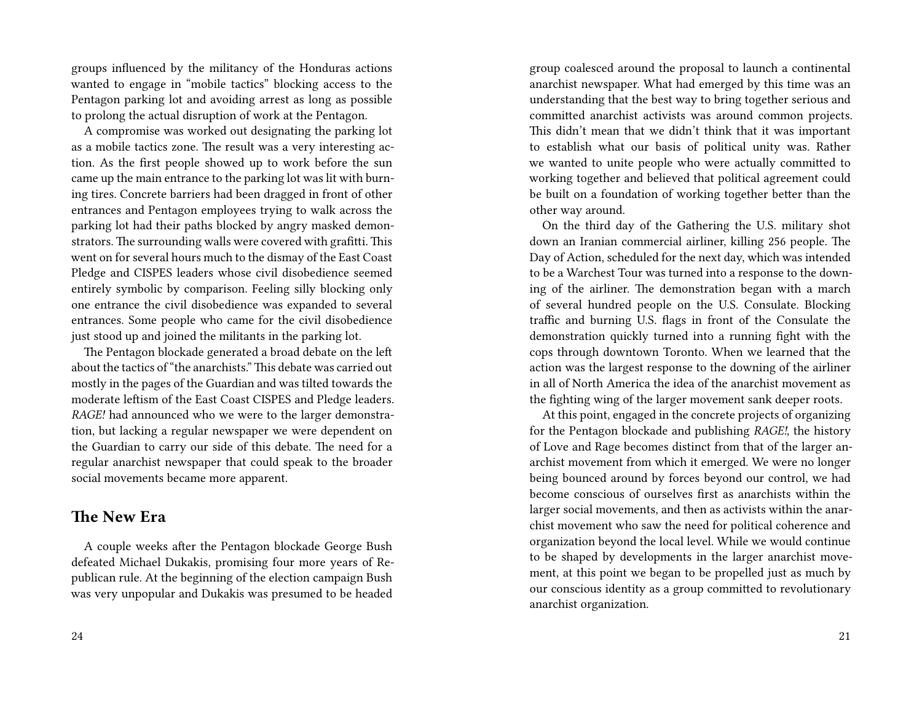groups influenced by the militancy of the Honduras actions wanted to engage in "mobile tactics" blocking access to the Pentagon parking lot and avoiding arrest as long as possible to prolong the actual disruption of work at the Pentagon.

A compromise was worked out designating the parking lot as a mobile tactics zone. The result was a very interesting action. As the first people showed up to work before the sun came up the main entrance to the parking lot was lit with burning tires. Concrete barriers had been dragged in front of other entrances and Pentagon employees trying to walk across the parking lot had their paths blocked by angry masked demonstrators. The surrounding walls were covered with grafitti. This went on for several hours much to the dismay of the East Coast Pledge and CISPES leaders whose civil disobedience seemed entirely symbolic by comparison. Feeling silly blocking only one entrance the civil disobedience was expanded to several entrances. Some people who came for the civil disobedience just stood up and joined the militants in the parking lot.

The Pentagon blockade generated a broad debate on the left about the tactics of "the anarchists." This debate was carried out mostly in the pages of the Guardian and was tilted towards the moderate leftism of the East Coast CISPES and Pledge leaders. *RAGE!* had announced who we were to the larger demonstration, but lacking a regular newspaper we were dependent on the Guardian to carry our side of this debate. The need for a regular anarchist newspaper that could speak to the broader social movements became more apparent.

## The New Era

A couple weeks after the Pentagon blockade George Bush defeated Michael Dukakis, promising four more years of Republican rule. At the beginning of the election campaign Bush was very unpopular and Dukakis was presumed to be headed

group coalesced around the proposal to launch a continental anarchist newspaper. What had emerged by this time was an understanding that the best way to bring together serious and committed anarchist activists was around common projects. This didn't mean that we didn't think that it was important to establish what our basis of political unity was. Rather we wanted to unite people who were actually committed to working together and believed that political agreement could be built on a foundation of working together better than the other way around.

On the third day of the Gathering the U.S. military shot down an Iranian commercial airliner, killing 256 people. The Day of Action, scheduled for the next day, which was intended to be a Warchest Tour was turned into a response to the downing of the airliner. The demonstration began with a march of several hundred people on the U.S. Consulate. Blocking traffic and burning U.S. flags in front of the Consulate the demonstration quickly turned into a running fight with the cops through downtown Toronto. When we learned that the action was the largest response to the downing of the airliner in all of North America the idea of the anarchist movement as the fighting wing of the larger movement sank deeper roots.

At this point, engaged in the concrete projects of organizing for the Pentagon blockade and publishing *RAGE!*, the history of Love and Rage becomes distinct from that of the larger anarchist movement from which it emerged. We were no longer being bounced around by forces beyond our control, we had become conscious of ourselves first as anarchists within the larger social movements, and then as activists within the anarchist movement who saw the need for political coherence and organization beyond the local level. While we would continue to be shaped by developments in the larger anarchist movement, at this point we began to be propelled just as much by our conscious identity as a group committed to revolutionary anarchist organization.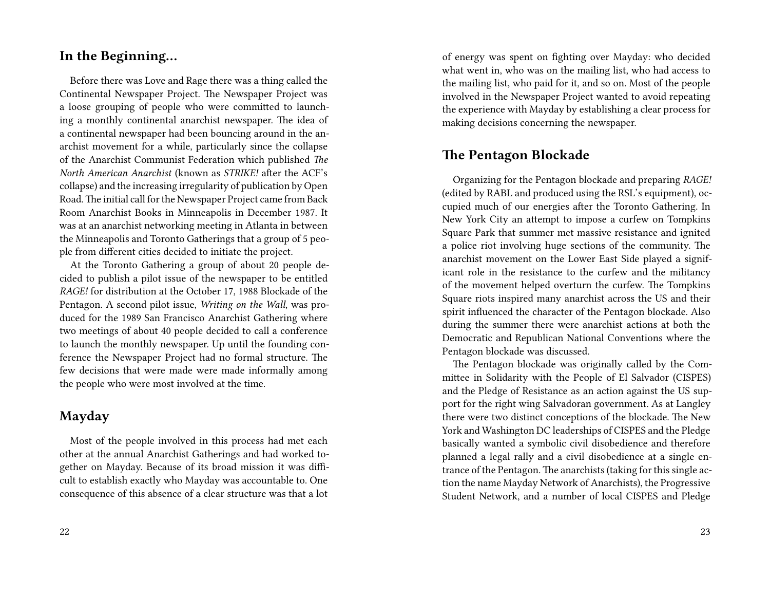## In the Beginning…

Before there was Love and Rage there was a thing called the Continental Newspaper Project. The Newspaper Project was a loose grouping of people who were committed to launching a monthly continental anarchist newspaper. The idea of a continental newspaper had been bouncing around in the anarchist movement for a while, particularly since the collapse of the Anarchist Communist Federation which published *The North American Anarchist* (known as *STRIKE!* after the ACF's collapse) and the increasing irregularity of publication by Open Road. The initial call for the Newspaper Project came from Back Room Anarchist Books in Minneapolis in December 1987. It was at an anarchist networking meeting in Atlanta in between the Minneapolis and Toronto Gatherings that a group of 5 people from different cities decided to initiate the project.

At the Toronto Gathering a group of about 20 people decided to publish a pilot issue of the newspaper to be entitled *RAGE!* for distribution at the October 17, 1988 Blockade of the Pentagon. A second pilot issue, *Writing on the Wall*, was produced for the 1989 San Francisco Anarchist Gathering where two meetings of about 40 people decided to call a conference to launch the monthly newspaper. Up until the founding conference the Newspaper Project had no formal structure. The few decisions that were made were made informally among the people who were most involved at the time.

## Mayday

Most of the people involved in this process had met each other at the annual Anarchist Gatherings and had worked together on Mayday. Because of its broad mission it was difficult to establish exactly who Mayday was accountable to. One consequence of this absence of a clear structure was that a lot of energy was spent on fighting over Mayday: who decided what went in, who was on the mailing list, who had access to the mailing list, who paid for it, and so on. Most of the people involved in the Newspaper Project wanted to avoid repeating the experience with Mayday by establishing a clear process for making decisions concerning the newspaper.

## The Pentagon Blockade

Organizing for the Pentagon blockade and preparing *RAGE!* (edited by RABL and produced using the RSL's equipment), occupied much of our energies after the Toronto Gathering. In New York City an attempt to impose a curfew on Tompkins Square Park that summer met massive resistance and ignited a police riot involving huge sections of the community. The anarchist movement on the Lower East Side played a significant role in the resistance to the curfew and the militancy of the movement helped overturn the curfew. The Tompkins Square riots inspired many anarchist across the US and their spirit influenced the character of the Pentagon blockade. Also during the summer there were anarchist actions at both the Democratic and Republican National Conventions where the Pentagon blockade was discussed.

The Pentagon blockade was originally called by the Committee in Solidarity with the People of El Salvador (CISPES) and the Pledge of Resistance as an action against the US support for the right wing Salvadoran government. As at Langley there were two distinct conceptions of the blockade. The New York and Washington DC leaderships of CISPES and the Pledge basically wanted a symbolic civil disobedience and therefore planned a legal rally and a civil disobedience at a single entrance of the Pentagon. The anarchists (taking for this single action the name Mayday Network of Anarchists), the Progressive Student Network, and a number of local CISPES and Pledge